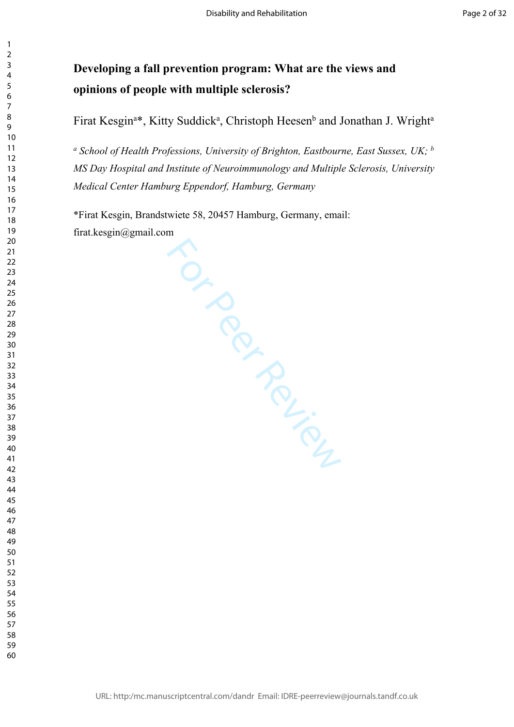# Developing a fall prevention program: What are the views and opinions of people with multiple sclerosis?

Firat Kesgin[a]*, Kitty Suddick[a], Christoph Heesen[b] and Jonathan J. Wright[a]

[a] *School of Health Professions, University of Brighton, Eastbourne, East Sussex, UK;* [b] *MS Day Hospital and Institute of Neuroimmunology and Multiple Sclerosis, University Medical Center Hamburg Eppendorf, Hamburg, Germany*

*Firat Kesgin, Brandstwiete 58, 20457 Hamburg, Germany, email: firat.kesgin@gmail.com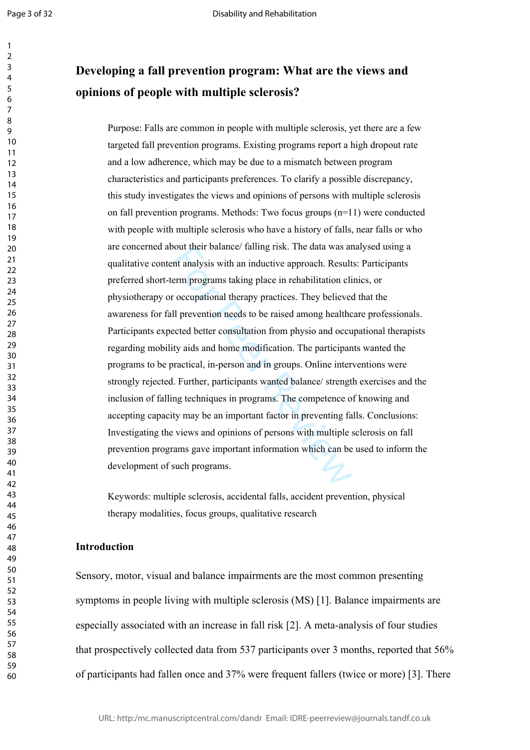# Developing a fall prevention program: What are the views and opinions of people with multiple sclerosis?

Purpose: Falls are common in people with multiple sclerosis, yet there are a few targeted fall prevention programs. Existing programs report a high dropout rate and a low adherence, which may be due to a mismatch between program characteristics and participants preferences. To clarify a possible discrepancy, this study investigates the views and opinions of persons with multiple sclerosis on fall prevention programs. Methods: Two focus groups (n=11) were conducted with people with multiple sclerosis who have a history of falls, near falls or who are concerned about their balance/ falling risk. The data was analysed using a qualitative content analysis with an inductive approach. Results: Participants preferred short-term programs taking place in rehabilitation clinics, or physiotherapy or occupational therapy practices. They believed that the awareness for fall prevention needs to be raised among healthcare professionals. Participants expected better consultation from physio and occupational therapists regarding mobility aids and home modification. The participants wanted the programs to be practical, in-person and in groups. Online interventions were strongly rejected. Further, participants wanted balance/ strength exercises and the inclusion of falling techniques in programs. The competence of knowing and accepting capacity may be an important factor in preventing falls. Conclusions: Investigating the views and opinions of persons with multiple sclerosis on fall prevention programs gave important information which can be used to inform the development of such programs.

Keywords: multiple sclerosis, accidental falls, accident prevention, physical therapy modalities, focus groups, qualitative research

## Introduction

Sensory, motor, visual and balance impairments are the most common presenting symptoms in people living with multiple sclerosis (MS) [1]. Balance impairments are especially associated with an increase in fall risk [2]. A meta-analysis of four studies that prospectively collected data from 537 participants over 3 months, reported that 56% of participants had fallen once and 37% were frequent fallers (twice or more) [3]. There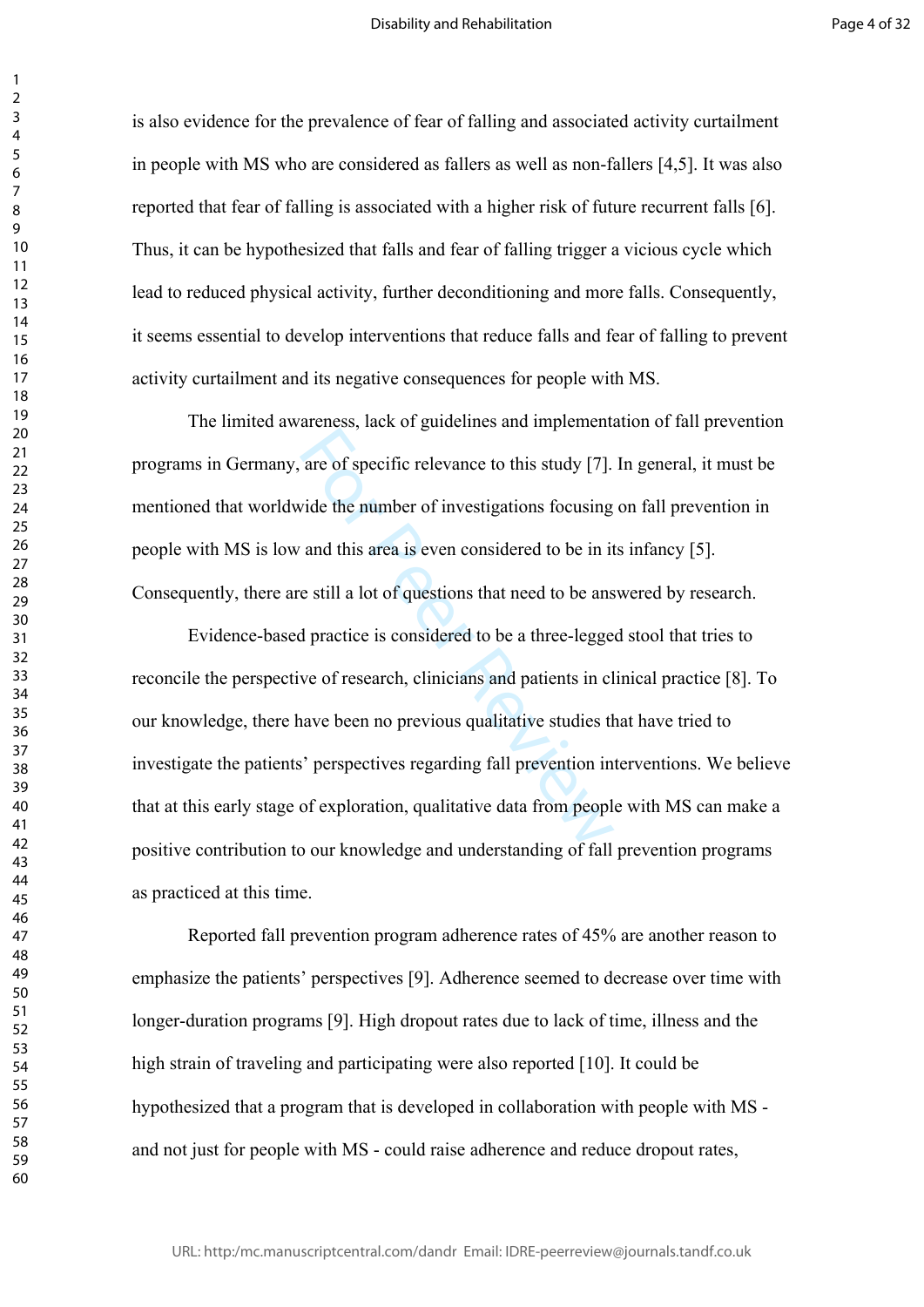is also evidence for the prevalence of fear of falling and associated activity curtailment in people with MS who are considered as fallers as well as non-fallers [4,5]. It was also reported that fear of falling is associated with a higher risk of future recurrent falls [6]. Thus, it can be hypothesized that falls and fear of falling trigger a vicious cycle which lead to reduced physical activity, further deconditioning and more falls. Consequently, it seems essential to develop interventions that reduce falls and fear of falling to prevent activity curtailment and its negative consequences for people with MS.

The limited awareness, lack of guidelines and implementation of fall prevention programs in Germany, are of specific relevance to this study [7]. In general, it must be mentioned that worldwide the number of investigations focusing on fall prevention in people with MS is low and this area is even considered to be in its infancy [5]. Consequently, there are still a lot of questions that need to be answered by research.

Evidence-based practice is considered to be a three-legged stool that tries to reconcile the perspective of research, clinicians and patients in clinical practice [8]. To our knowledge, there have been no previous qualitative studies that have tried to investigate the patients' perspectives regarding fall prevention interventions. We believe that at this early stage of exploration, qualitative data from people with MS can make a positive contribution to our knowledge and understanding of fall prevention programs as practiced at this time.

Reported fall prevention program adherence rates of 45% are another reason to emphasize the patients' perspectives [9]. Adherence seemed to decrease over time with longer-duration programs [9]. High dropout rates due to lack of time, illness and the high strain of traveling and participating were also reported [10]. It could be hypothesized that a program that is developed in collaboration with people with MS - and not just for people with MS - could raise adherence and reduce dropout rates,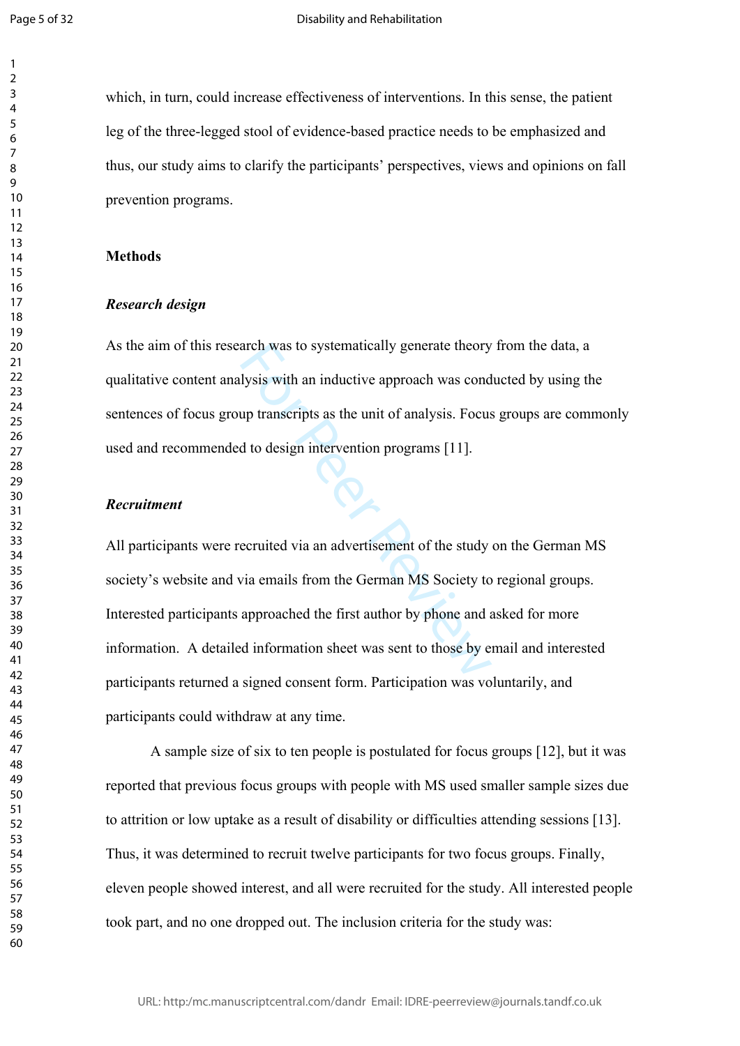which, in turn, could increase effectiveness of interventions. In this sense, the patient leg of the three-legged stool of evidence-based practice needs to be emphasized and thus, our study aims to clarify the participants' perspectives, views and opinions on fall prevention programs.

## Methods

### *Research design*

As the aim of this research was to systematically generate theory from the data, a qualitative content analysis with an inductive approach was conducted by using the sentences of focus group transcripts as the unit of analysis. Focus groups are commonly used and recommended to design intervention programs [11].

### *Recruitment*

All participants were recruited via an advertisement of the study on the German MS society's website and via emails from the German MS Society to regional groups. Interested participants approached the first author by phone and asked for more information. A detailed information sheet was sent to those by email and interested participants returned a signed consent form. Participation was voluntarily, and participants could withdraw at any time.

A sample size of six to ten people is postulated for focus groups [12], but it was reported that previous focus groups with people with MS used smaller sample sizes due to attrition or low uptake as a result of disability or difficulties attending sessions [13]. Thus, it was determined to recruit twelve participants for two focus groups. Finally, eleven people showed interest, and all were recruited for the study. All interested people took part, and no one dropped out. The inclusion criteria for the study was: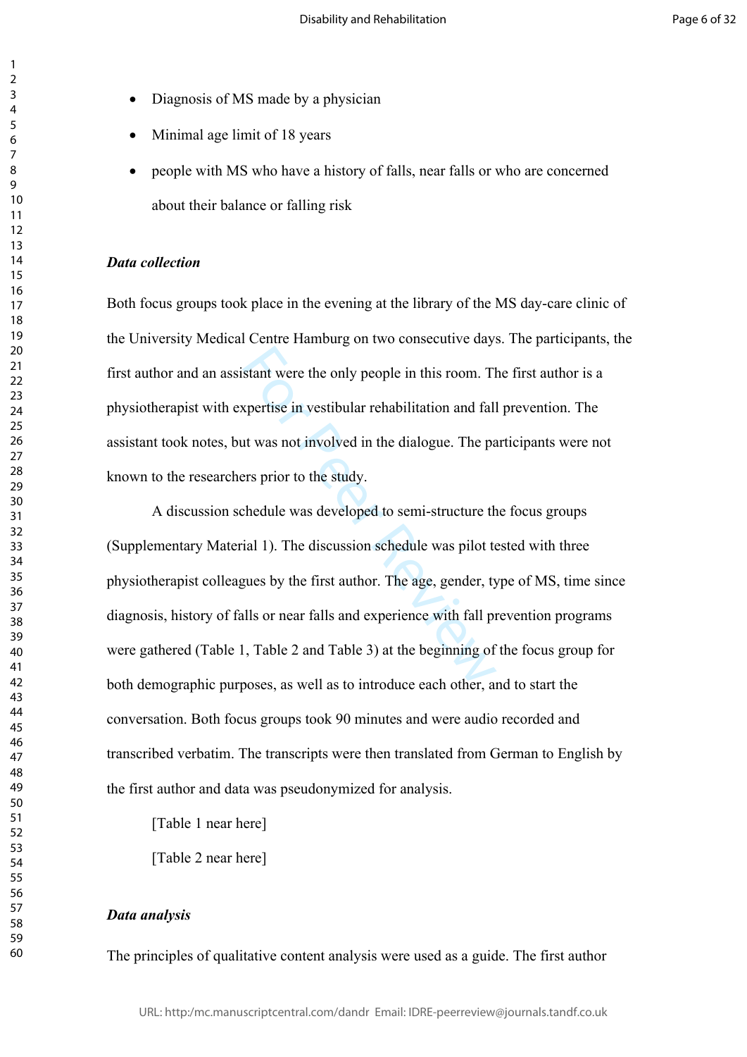- Diagnosis of MS made by a physician
- Minimal age limit of 18 years
- people with MS who have a history of falls, near falls or who are concerned about their balance or falling risk

***Data collection***

Both focus groups took place in the evening at the library of the MS day-care clinic of the University Medical Centre Hamburg on two consecutive days. The participants, the first author and an assistant were the only people in this room. The first author is a physiotherapist with expertise in vestibular rehabilitation and fall prevention. The assistant took notes, but was not involved in the dialogue. The participants were not known to the researchers prior to the study.

A discussion schedule was developed to semi-structure the focus groups (Supplementary Material 1). The discussion schedule was pilot tested with three physiotherapist colleagues by the first author. The age, gender, type of MS, time since diagnosis, history of falls or near falls and experience with fall prevention programs were gathered (Table 1, Table 2 and Table 3) at the beginning of the focus group for both demographic purposes, as well as to introduce each other, and to start the conversation. Both focus groups took 90 minutes and were audio recorded and transcribed verbatim. The transcripts were then translated from German to English by the first author and data was pseudonymized for analysis.

[Table 1 near here]

[Table 2 near here]

***Data analysis***

The principles of qualitative content analysis were used as a guide. The first author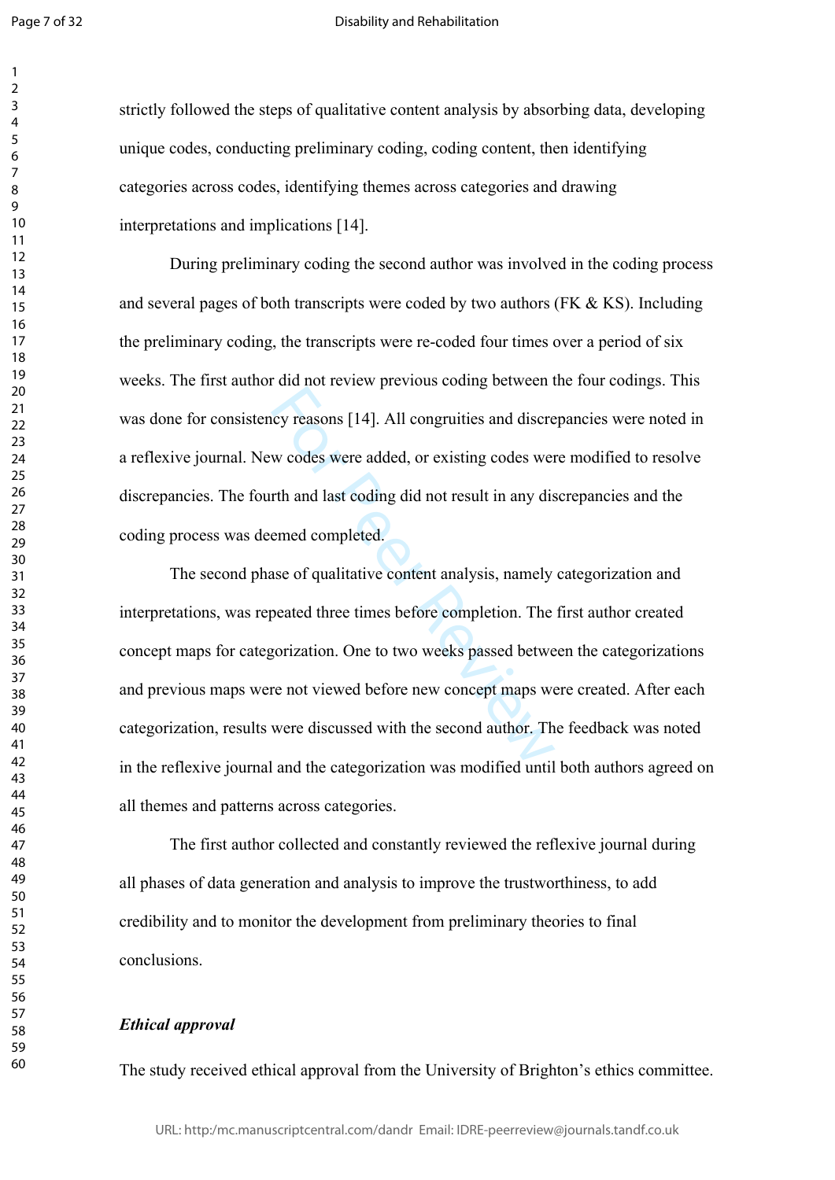strictly followed the steps of qualitative content analysis by absorbing data, developing unique codes, conducting preliminary coding, coding content, then identifying categories across codes, identifying themes across categories and drawing interpretations and implications [14].

During preliminary coding the second author was involved in the coding process and several pages of both transcripts were coded by two authors (FK & KS). Including the preliminary coding, the transcripts were re-coded four times over a period of six weeks. The first author did not review previous coding between the four codings. This was done for consistency reasons [14]. All congruities and discrepancies were noted in a reflexive journal. New codes were added, or existing codes were modified to resolve discrepancies. The fourth and last coding did not result in any discrepancies and the coding process was deemed completed.

The second phase of qualitative content analysis, namely categorization and interpretations, was repeated three times before completion. The first author created concept maps for categorization. One to two weeks passed between the categorizations and previous maps were not viewed before new concept maps were created. After each categorization, results were discussed with the second author. The feedback was noted in the reflexive journal and the categorization was modified until both authors agreed on all themes and patterns across categories.

The first author collected and constantly reviewed the reflexive journal during all phases of data generation and analysis to improve the trustworthiness, to add credibility and to monitor the development from preliminary theories to final conclusions.

### *Ethical approval*

The study received ethical approval from the University of Brighton's ethics committee.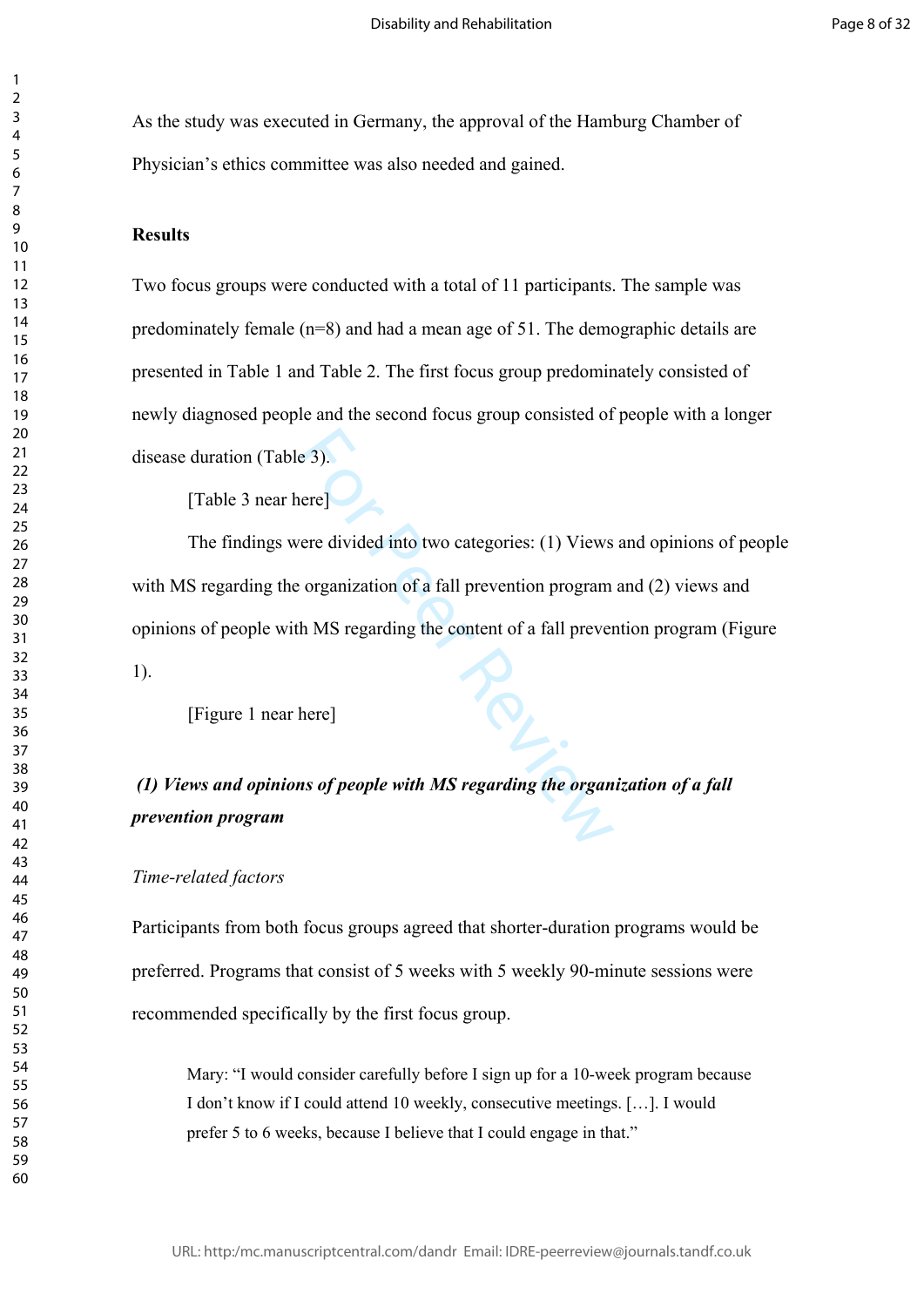As the study was executed in Germany, the approval of the Hamburg Chamber of Physician's ethics committee was also needed and gained.

## Results

Two focus groups were conducted with a total of 11 participants. The sample was predominately female (n=8) and had a mean age of 51. The demographic details are presented in Table 1 and Table 2. The first focus group predominately consisted of newly diagnosed people and the second focus group consisted of people with a longer disease duration (Table 3).

[Table 3 near here]

The findings were divided into two categories: (1) Views and opinions of people with MS regarding the organization of a fall prevention program and (2) views and opinions of people with MS regarding the content of a fall prevention program (Figure 1).

[Figure 1 near here]

### *(1) Views and opinions of people with MS regarding the organization of a fall prevention program*

*Time-related factors*

Participants from both focus groups agreed that shorter-duration programs would be preferred. Programs that consist of 5 weeks with 5 weekly 90-minute sessions were recommended specifically by the first focus group.

> Mary: "I would consider carefully before I sign up for a 10-week program because I don't know if I could attend 10 weekly, consecutive meetings. […]. I would prefer 5 to 6 weeks, because I believe that I could engage in that."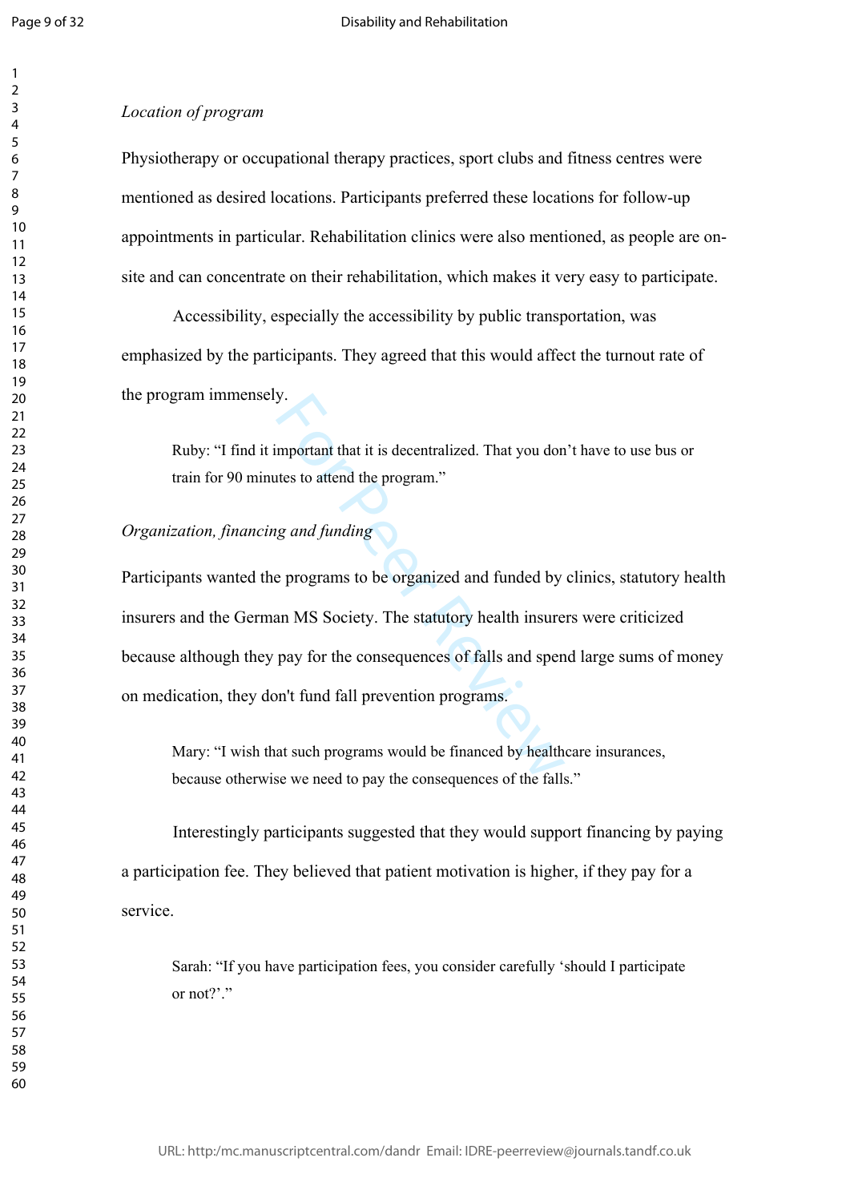*Location of program*

Physiotherapy or occupational therapy practices, sport clubs and fitness centres were mentioned as desired locations. Participants preferred these locations for follow-up appointments in particular. Rehabilitation clinics were also mentioned, as people are on-site and can concentrate on their rehabilitation, which makes it very easy to participate.

Accessibility, especially the accessibility by public transportation, was emphasized by the participants. They agreed that this would affect the turnout rate of the program immensely.

> Ruby: "I find it important that it is decentralized. That you don't have to use bus or train for 90 minutes to attend the program."

*Organization, financing and funding*

Participants wanted the programs to be organized and funded by clinics, statutory health insurers and the German MS Society. The statutory health insurers were criticized because although they pay for the consequences of falls and spend large sums of money on medication, they don't fund fall prevention programs.

> Mary: "I wish that such programs would be financed by healthcare insurances, because otherwise we need to pay the consequences of the falls."

Interestingly participants suggested that they would support financing by paying a participation fee. They believed that patient motivation is higher, if they pay for a service.

> Sarah: "If you have participation fees, you consider carefully 'should I participate or not?'."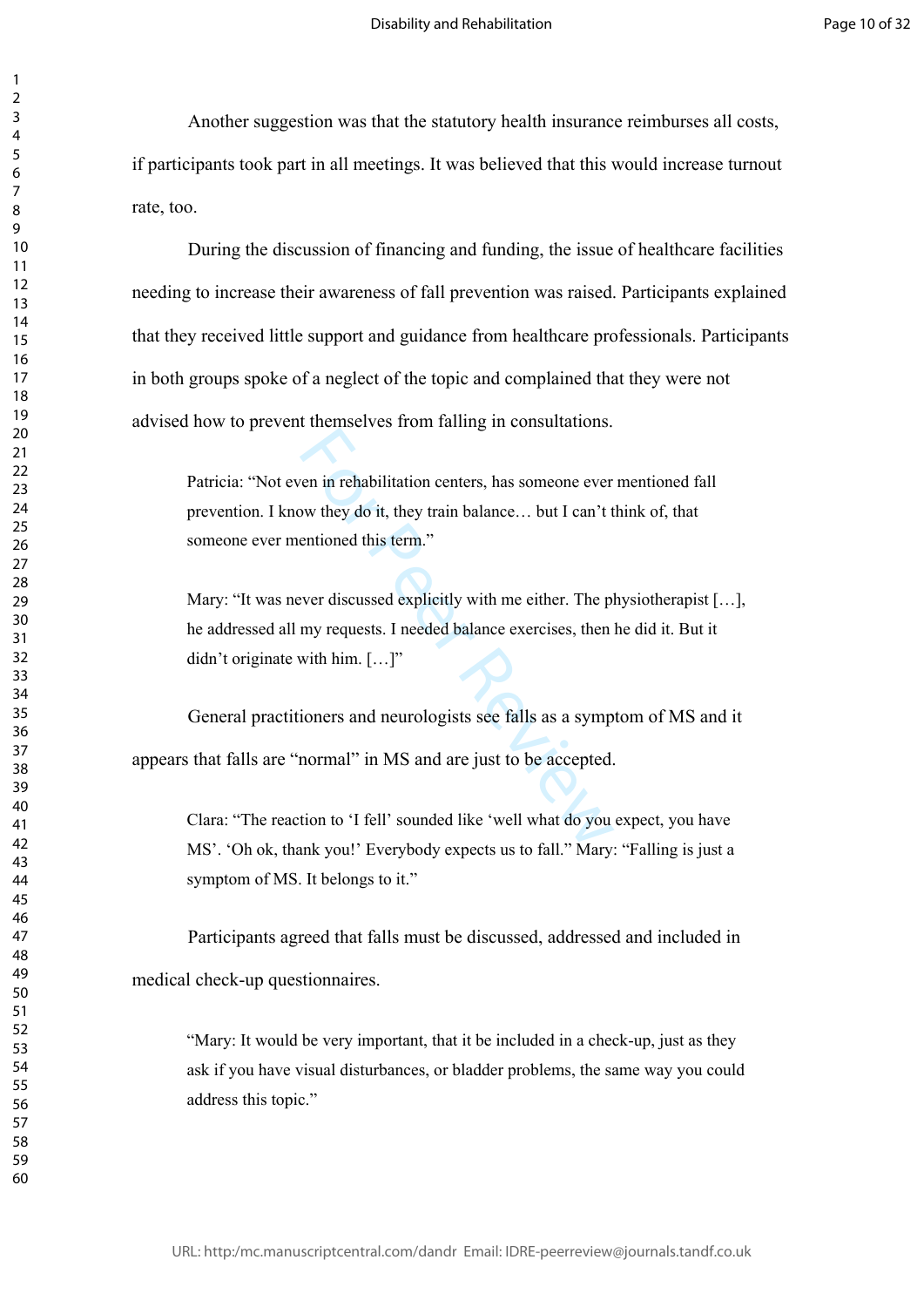Another suggestion was that the statutory health insurance reimburses all costs, if participants took part in all meetings. It was believed that this would increase turnout rate, too.

During the discussion of financing and funding, the issue of healthcare facilities needing to increase their awareness of fall prevention was raised. Participants explained that they received little support and guidance from healthcare professionals. Participants in both groups spoke of a neglect of the topic and complained that they were not advised how to prevent themselves from falling in consultations.

> Patricia: "Not even in rehabilitation centers, has someone ever mentioned fall prevention. I know they do it, they train balance… but I can't think of, that someone ever mentioned this term."

> Mary: "It was never discussed explicitly with me either. The physiotherapist […], he addressed all my requests. I needed balance exercises, then he did it. But it didn't originate with him. […]"

General practitioners and neurologists see falls as a symptom of MS and it appears that falls are "normal" in MS and are just to be accepted.

> Clara: "The reaction to 'I fell' sounded like 'well what do you expect, you have MS'. 'Oh ok, thank you!' Everybody expects us to fall." Mary: "Falling is just a symptom of MS. It belongs to it."

Participants agreed that falls must be discussed, addressed and included in medical check-up questionnaires.

> "Mary: It would be very important, that it be included in a check-up, just as they ask if you have visual disturbances, or bladder problems, the same way you could address this topic."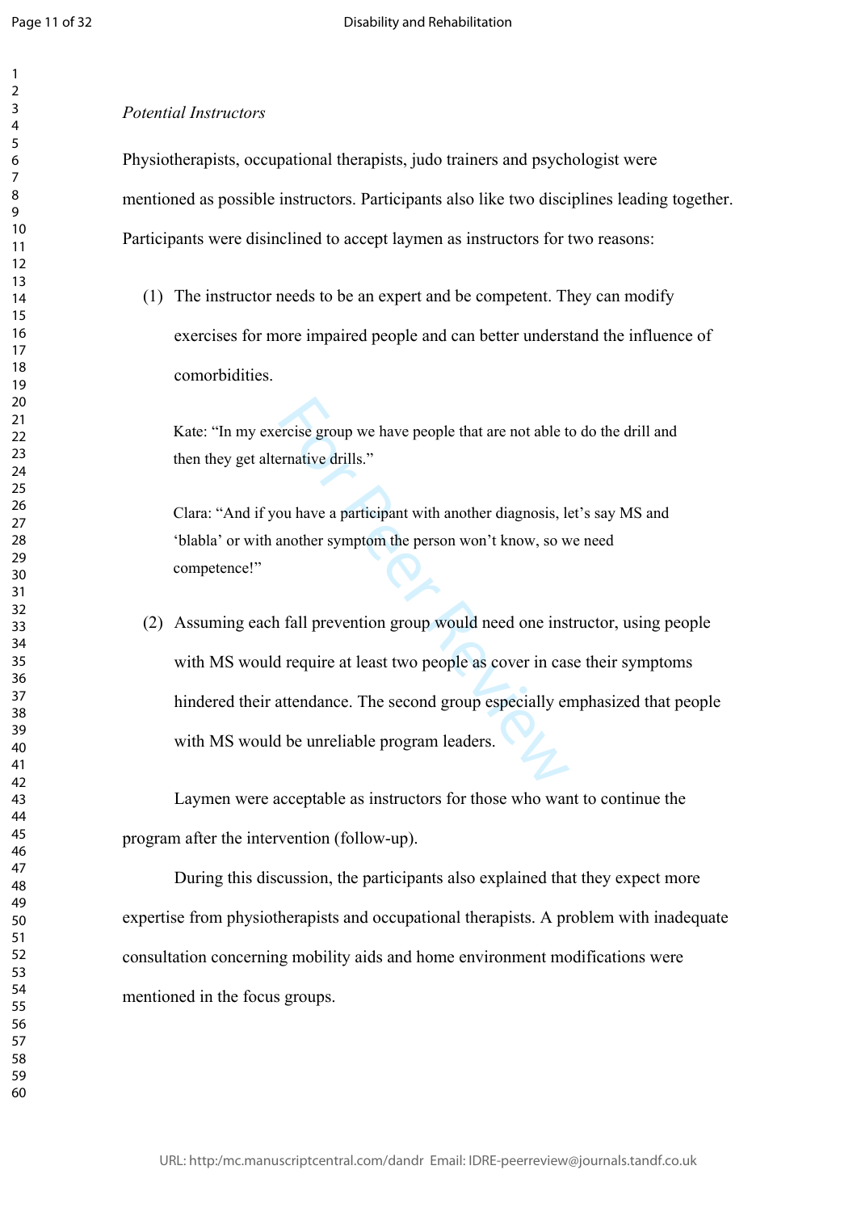*Potential Instructors*

Physiotherapists, occupational therapists, judo trainers and psychologist were mentioned as possible instructors. Participants also like two disciplines leading together. Participants were disinclined to accept laymen as instructors for two reasons:

(1) The instructor needs to be an expert and be competent. They can modify exercises for more impaired people and can better understand the influence of comorbidities.

> Kate: "In my exercise group we have people that are not able to do the drill and then they get alternative drills."
>
> Clara: "And if you have a participant with another diagnosis, let's say MS and 'blabla' or with another symptom the person won't know, so we need competence!"

(2) Assuming each fall prevention group would need one instructor, using people with MS would require at least two people as cover in case their symptoms hindered their attendance. The second group especially emphasized that people with MS would be unreliable program leaders.

Laymen were acceptable as instructors for those who want to continue the program after the intervention (follow-up).

During this discussion, the participants also explained that they expect more expertise from physiotherapists and occupational therapists. A problem with inadequate consultation concerning mobility aids and home environment modifications were mentioned in the focus groups.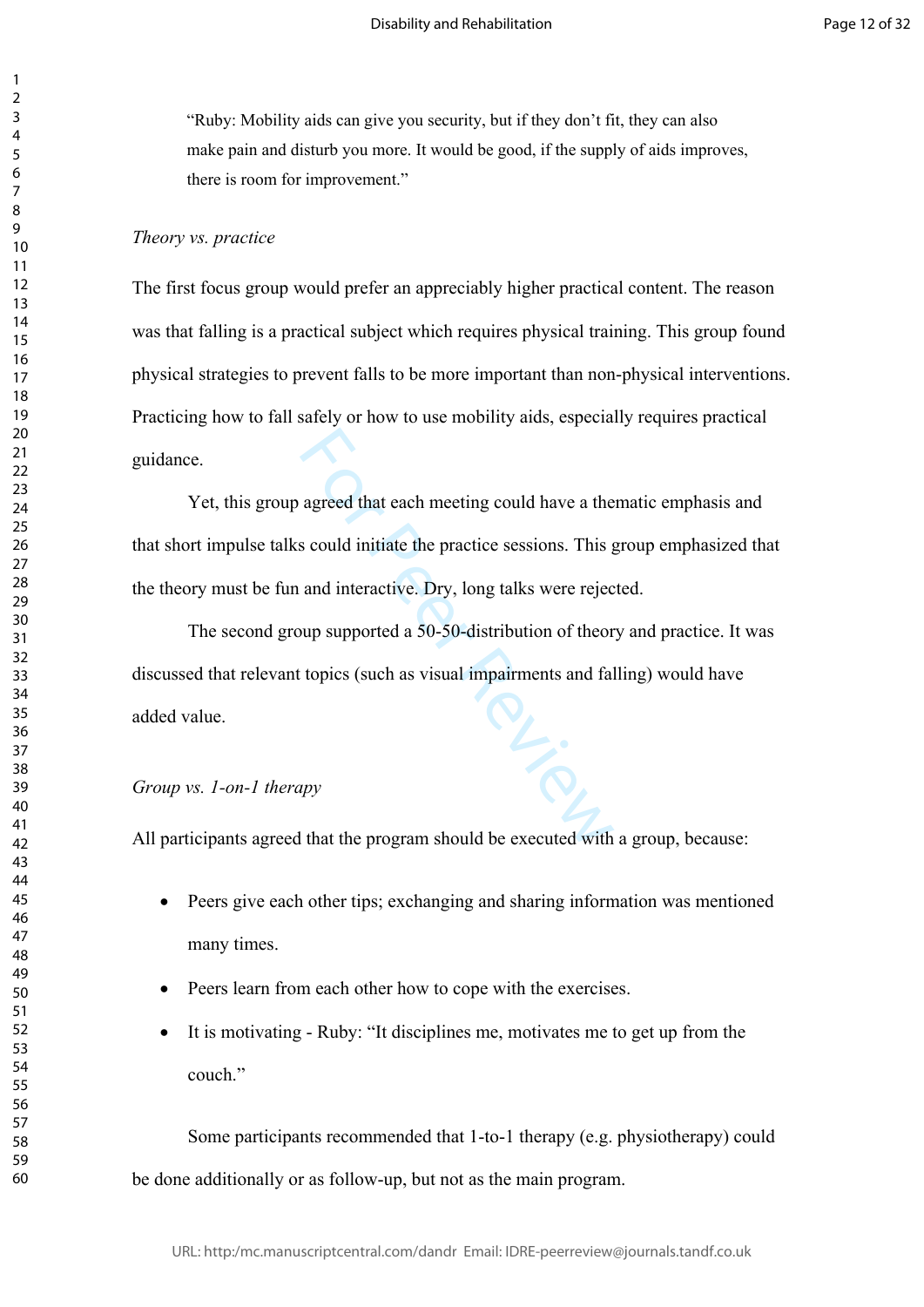> "Ruby: Mobility aids can give you security, but if they don't fit, they can also make pain and disturb you more. It would be good, if the supply of aids improves, there is room for improvement."

*Theory vs. practice*

The first focus group would prefer an appreciably higher practical content. The reason was that falling is a practical subject which requires physical training. This group found physical strategies to prevent falls to be more important than non-physical interventions. Practicing how to fall safely or how to use mobility aids, especially requires practical guidance.

Yet, this group agreed that each meeting could have a thematic emphasis and that short impulse talks could initiate the practice sessions. This group emphasized that the theory must be fun and interactive. Dry, long talks were rejected.

The second group supported a 50-50-distribution of theory and practice. It was discussed that relevant topics (such as visual impairments and falling) would have added value.

*Group vs. 1-on-1 therapy*

All participants agreed that the program should be executed with a group, because:

- Peers give each other tips; exchanging and sharing information was mentioned many times.
- Peers learn from each other how to cope with the exercises.
- It is motivating - Ruby: "It disciplines me, motivates me to get up from the couch."

Some participants recommended that 1-to-1 therapy (e.g. physiotherapy) could be done additionally or as follow-up, but not as the main program.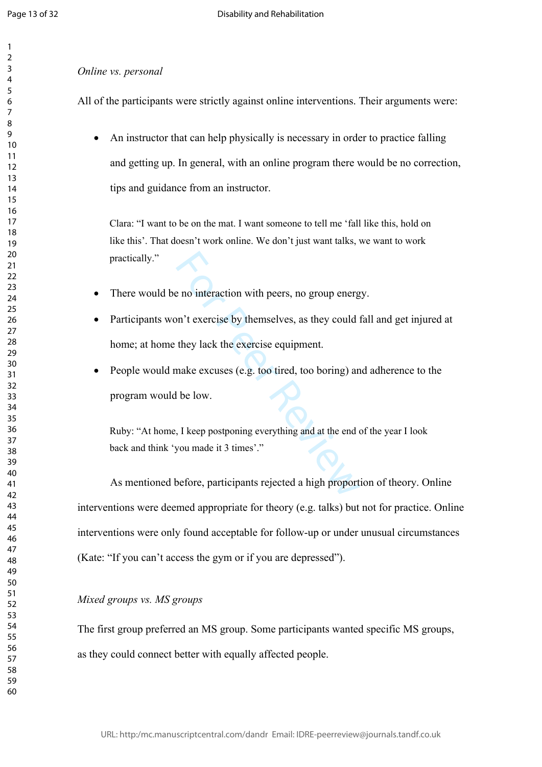*Online vs. personal*

All of the participants were strictly against online interventions. Their arguments were:

- An instructor that can help physically is necessary in order to practice falling and getting up. In general, with an online program there would be no correction, tips and guidance from an instructor.

> Clara: "I want to be on the mat. I want someone to tell me 'fall like this, hold on like this'. That doesn't work online. We don't just want talks, we want to work practically."

- There would be no interaction with peers, no group energy.
- Participants won't exercise by themselves, as they could fall and get injured at home; at home they lack the exercise equipment.
- People would make excuses (e.g. too tired, too boring) and adherence to the program would be low.

> Ruby: "At home, I keep postponing everything and at the end of the year I look back and think 'you made it 3 times'."

As mentioned before, participants rejected a high proportion of theory. Online interventions were deemed appropriate for theory (e.g. talks) but not for practice. Online interventions were only found acceptable for follow-up or under unusual circumstances (Kate: "If you can't access the gym or if you are depressed").

*Mixed groups vs. MS groups*

The first group preferred an MS group. Some participants wanted specific MS groups, as they could connect better with equally affected people.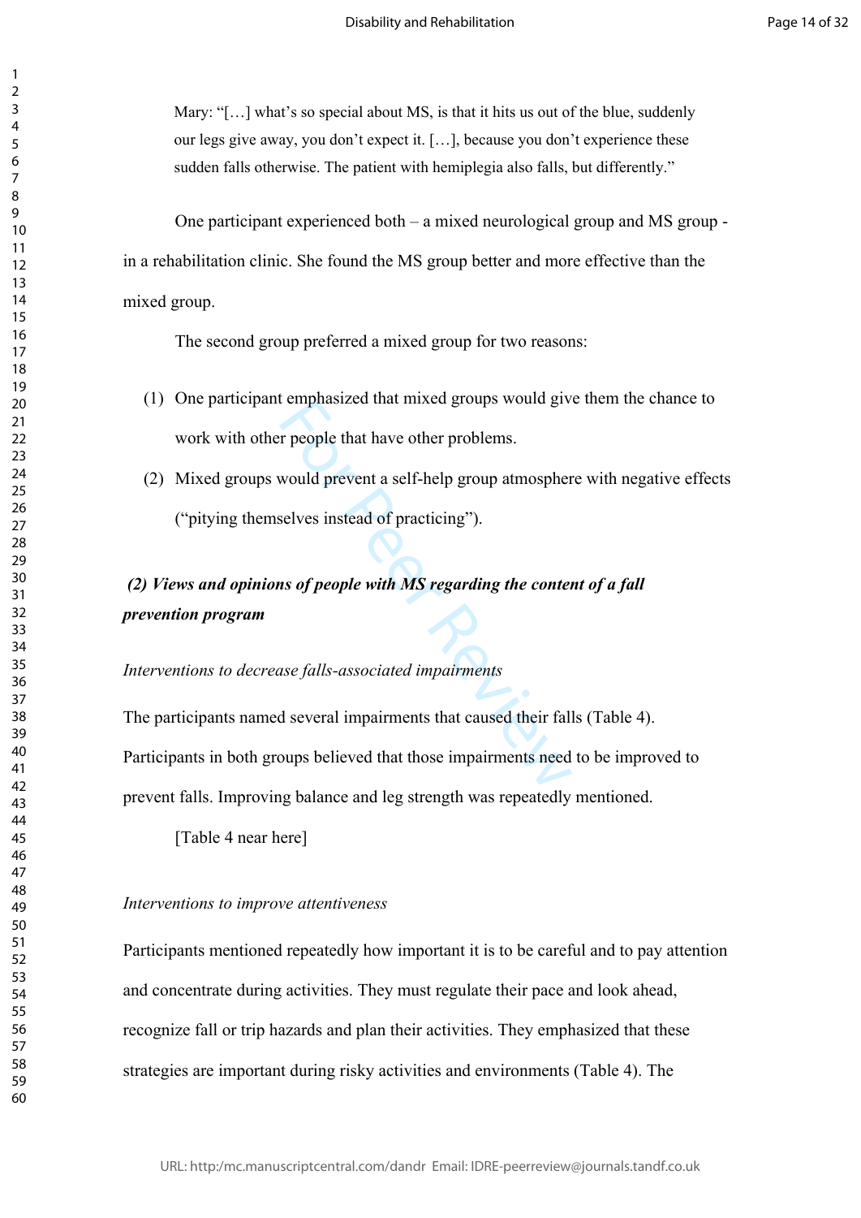Mary: "[…] what's so special about MS, is that it hits us out of the blue, suddenly our legs give away, you don't expect it. […], because you don't experience these sudden falls otherwise. The patient with hemiplegia also falls, but differently."

One participant experienced both – a mixed neurological group and MS group - in a rehabilitation clinic. She found the MS group better and more effective than the mixed group.

The second group preferred a mixed group for two reasons:

(1) One participant emphasized that mixed groups would give them the chance to work with other people that have other problems.

(2) Mixed groups would prevent a self-help group atmosphere with negative effects ("pitying themselves instead of practicing").

### *(2) Views and opinions of people with MS regarding the content of a fall prevention program*

*Interventions to decrease falls-associated impairments*

The participants named several impairments that caused their falls (Table 4). Participants in both groups believed that those impairments need to be improved to prevent falls. Improving balance and leg strength was repeatedly mentioned.

[Table 4 near here]

*Interventions to improve attentiveness*

Participants mentioned repeatedly how important it is to be careful and to pay attention and concentrate during activities. They must regulate their pace and look ahead, recognize fall or trip hazards and plan their activities. They emphasized that these strategies are important during risky activities and environments (Table 4). The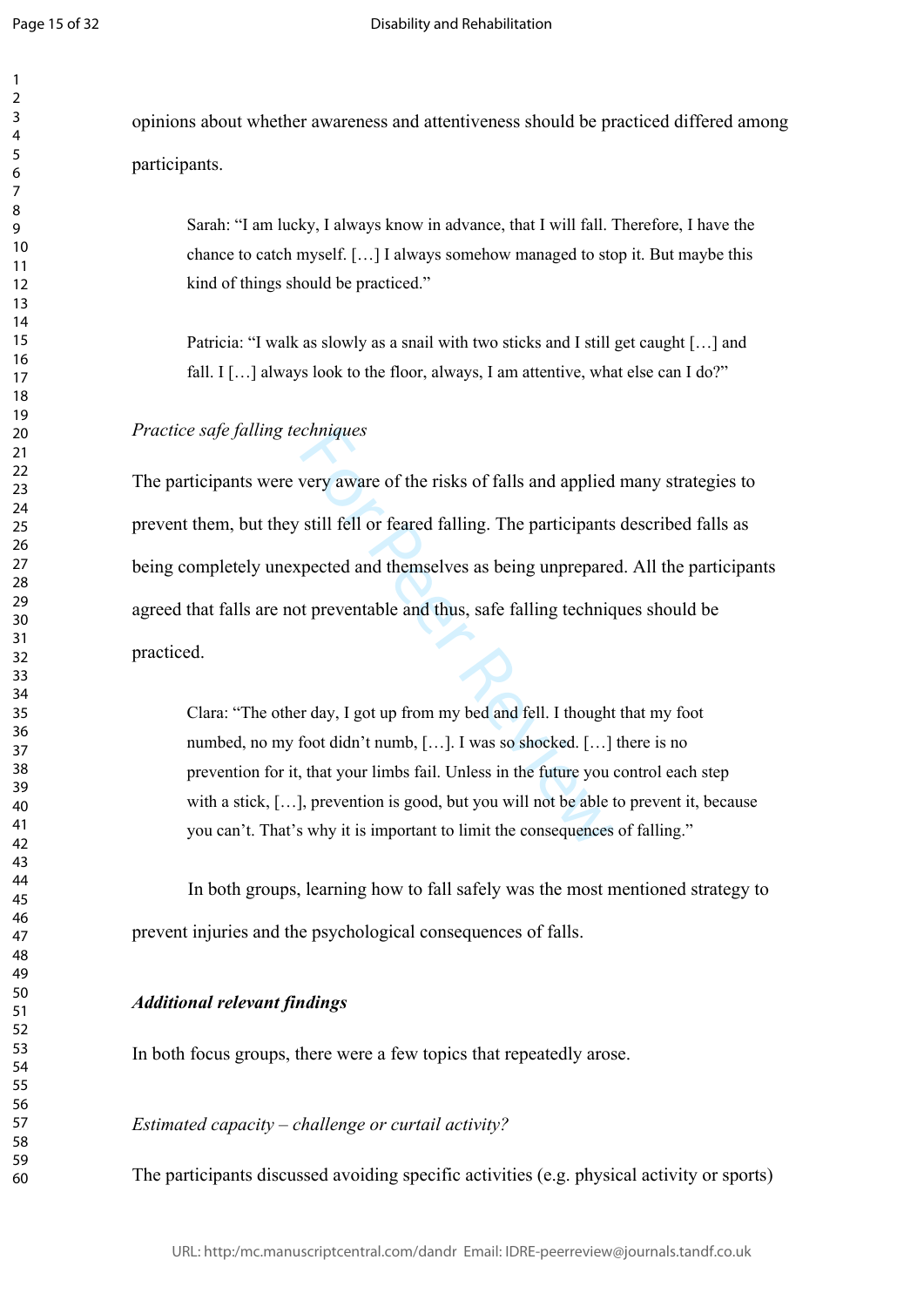opinions about whether awareness and attentiveness should be practiced differed among participants.

> Sarah: "I am lucky, I always know in advance, that I will fall. Therefore, I have the chance to catch myself. […] I always somehow managed to stop it. But maybe this kind of things should be practiced."

> Patricia: "I walk as slowly as a snail with two sticks and I still get caught […] and fall. I […] always look to the floor, always, I am attentive, what else can I do?"

*Practice safe falling techniques*

The participants were very aware of the risks of falls and applied many strategies to prevent them, but they still fell or feared falling. The participants described falls as being completely unexpected and themselves as being unprepared. All the participants agreed that falls are not preventable and thus, safe falling techniques should be practiced.

> Clara: "The other day, I got up from my bed and fell. I thought that my foot numbed, no my foot didn't numb, […]. I was so shocked. […] there is no prevention for it, that your limbs fail. Unless in the future you control each step with a stick, […], prevention is good, but you will not be able to prevent it, because you can't. That's why it is important to limit the consequences of falling."

In both groups, learning how to fall safely was the most mentioned strategy to prevent injuries and the psychological consequences of falls.

***Additional relevant findings***

In both focus groups, there were a few topics that repeatedly arose.

*Estimated capacity – challenge or curtail activity?*

The participants discussed avoiding specific activities (e.g. physical activity or sports)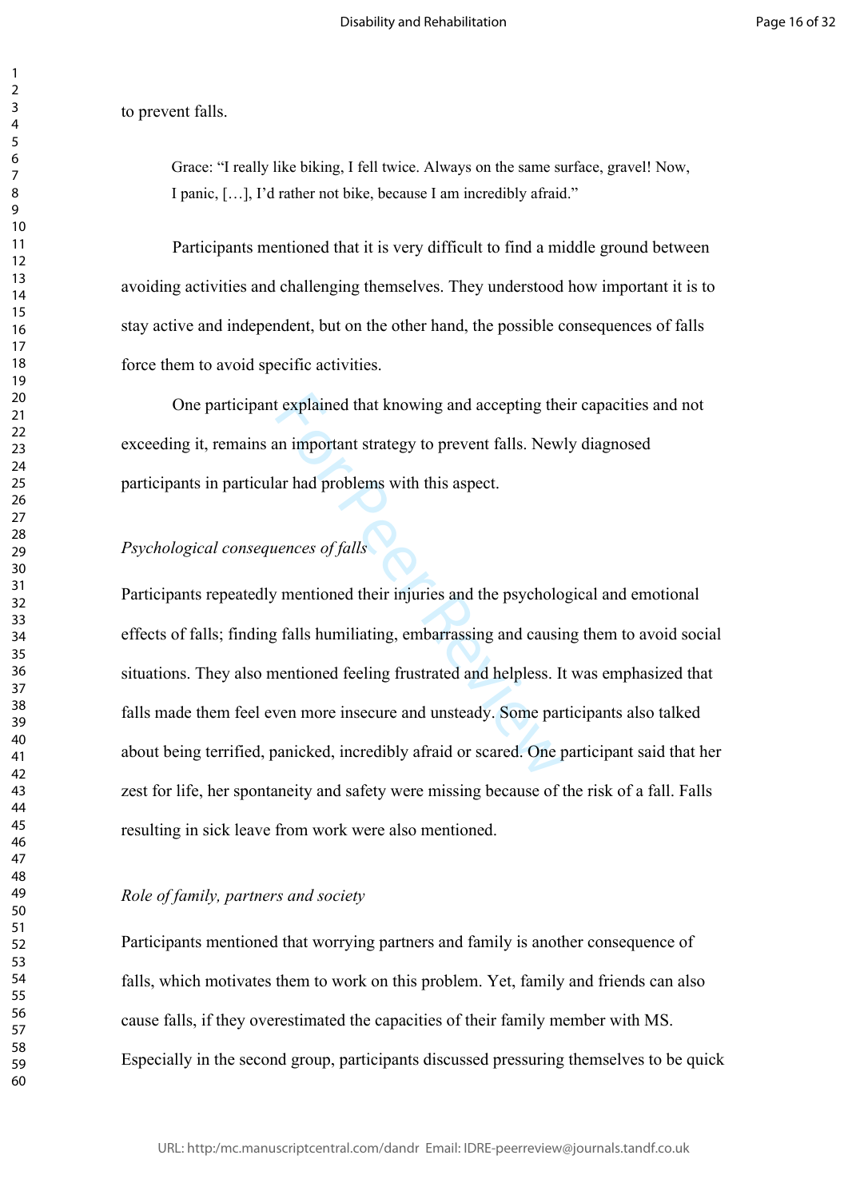to prevent falls.

> Grace: "I really like biking, I fell twice. Always on the same surface, gravel! Now, I panic, […], I'd rather not bike, because I am incredibly afraid."

Participants mentioned that it is very difficult to find a middle ground between avoiding activities and challenging themselves. They understood how important it is to stay active and independent, but on the other hand, the possible consequences of falls force them to avoid specific activities.

One participant explained that knowing and accepting their capacities and not exceeding it, remains an important strategy to prevent falls. Newly diagnosed participants in particular had problems with this aspect.

*Psychological consequences of falls*

Participants repeatedly mentioned their injuries and the psychological and emotional effects of falls; finding falls humiliating, embarrassing and causing them to avoid social situations. They also mentioned feeling frustrated and helpless. It was emphasized that falls made them feel even more insecure and unsteady. Some participants also talked about being terrified, panicked, incredibly afraid or scared. One participant said that her zest for life, her spontaneity and safety were missing because of the risk of a fall. Falls resulting in sick leave from work were also mentioned.

*Role of family, partners and society*

Participants mentioned that worrying partners and family is another consequence of falls, which motivates them to work on this problem. Yet, family and friends can also cause falls, if they overestimated the capacities of their family member with MS. Especially in the second group, participants discussed pressuring themselves to be quick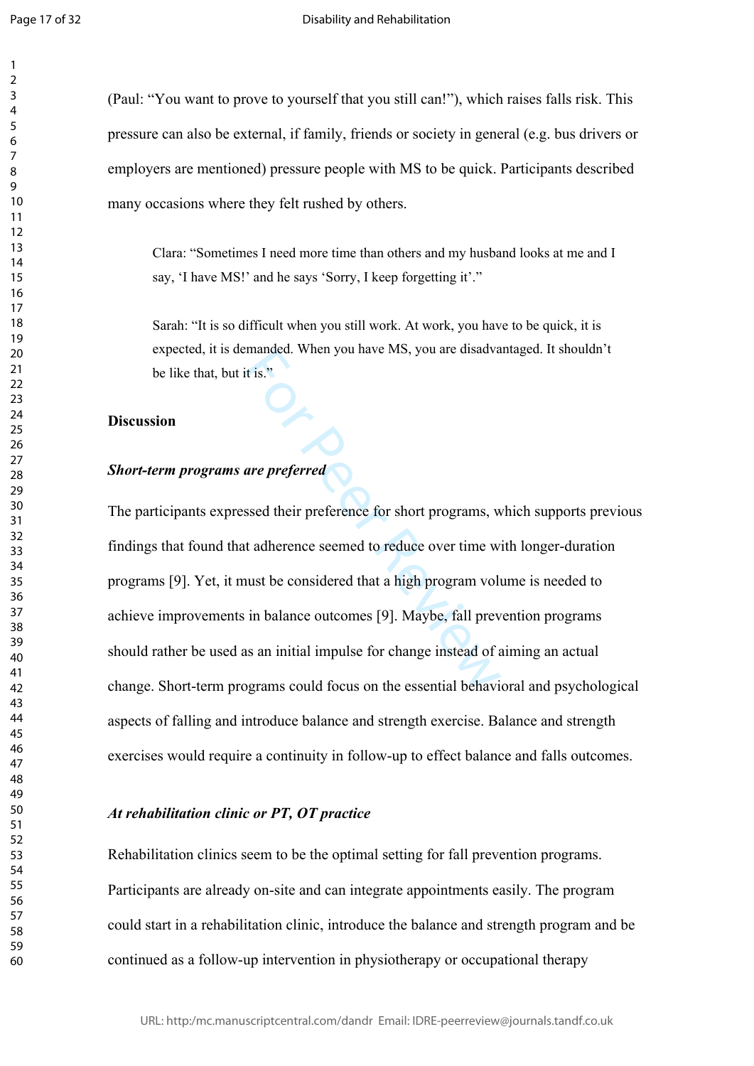(Paul: "You want to prove to yourself that you still can!"), which raises falls risk. This pressure can also be external, if family, friends or society in general (e.g. bus drivers or employers are mentioned) pressure people with MS to be quick. Participants described many occasions where they felt rushed by others.

> Clara: "Sometimes I need more time than others and my husband looks at me and I say, 'I have MS!' and he says 'Sorry, I keep forgetting it'."

> Sarah: "It is so difficult when you still work. At work, you have to be quick, it is expected, it is demanded. When you have MS, you are disadvantaged. It shouldn't be like that, but it is."

**Discussion**

***Short-term programs are preferred***

The participants expressed their preference for short programs, which supports previous findings that found that adherence seemed to reduce over time with longer-duration programs [9]. Yet, it must be considered that a high program volume is needed to achieve improvements in balance outcomes [9]. Maybe, fall prevention programs should rather be used as an initial impulse for change instead of aiming an actual change. Short-term programs could focus on the essential behavioral and psychological aspects of falling and introduce balance and strength exercise. Balance and strength exercises would require a continuity in follow-up to effect balance and falls outcomes.

***At rehabilitation clinic or PT, OT practice***

Rehabilitation clinics seem to be the optimal setting for fall prevention programs. Participants are already on-site and can integrate appointments easily. The program could start in a rehabilitation clinic, introduce the balance and strength program and be continued as a follow-up intervention in physiotherapy or occupational therapy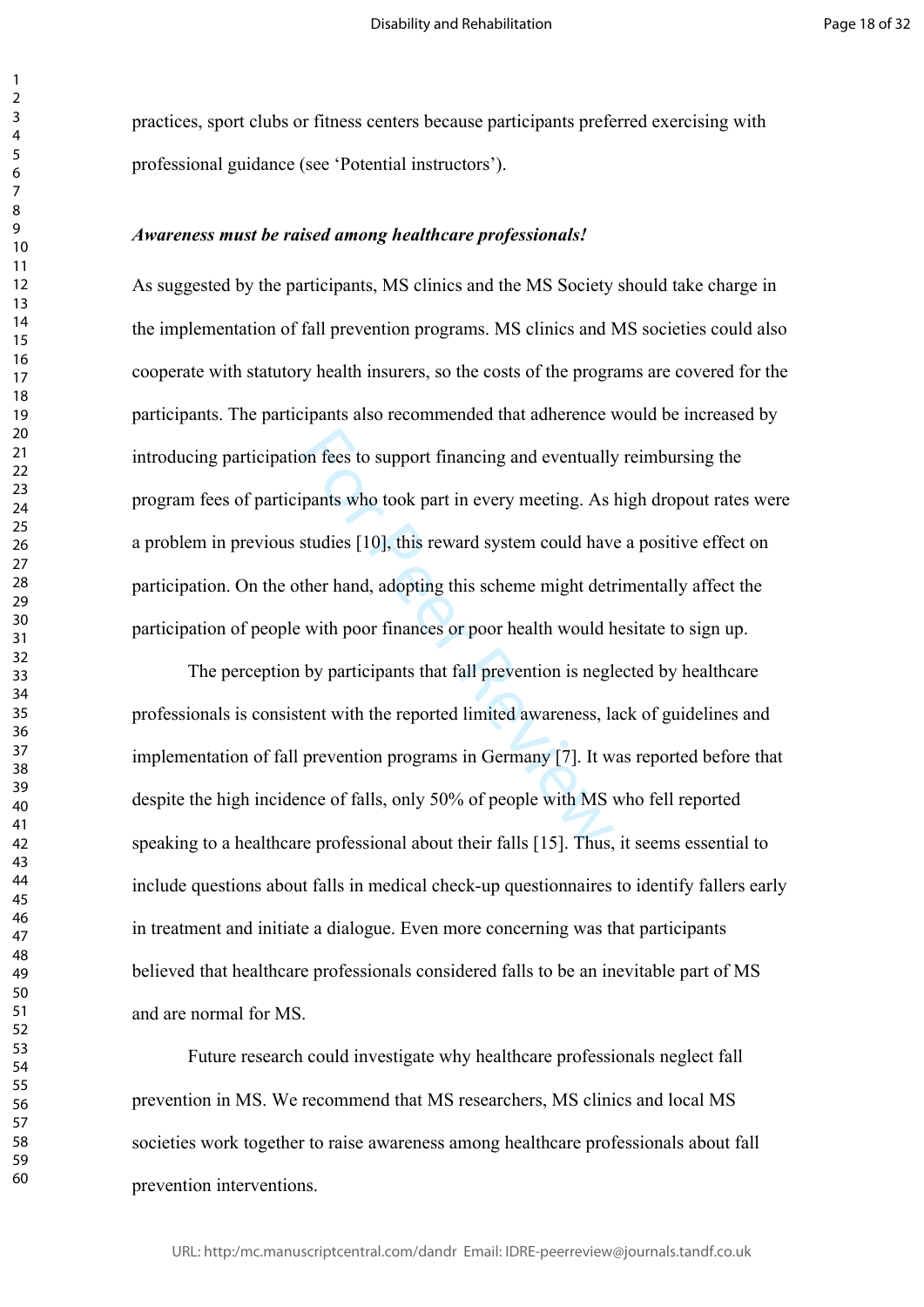practices, sport clubs or fitness centers because participants preferred exercising with professional guidance (see 'Potential instructors').

***Awareness must be raised among healthcare professionals!***

As suggested by the participants, MS clinics and the MS Society should take charge in the implementation of fall prevention programs. MS clinics and MS societies could also cooperate with statutory health insurers, so the costs of the programs are covered for the participants. The participants also recommended that adherence would be increased by introducing participation fees to support financing and eventually reimbursing the program fees of participants who took part in every meeting. As high dropout rates were a problem in previous studies [10], this reward system could have a positive effect on participation. On the other hand, adopting this scheme might detrimentally affect the participation of people with poor finances or poor health would hesitate to sign up.

The perception by participants that fall prevention is neglected by healthcare professionals is consistent with the reported limited awareness, lack of guidelines and implementation of fall prevention programs in Germany [7]. It was reported before that despite the high incidence of falls, only 50% of people with MS who fell reported speaking to a healthcare professional about their falls [15]. Thus, it seems essential to include questions about falls in medical check-up questionnaires to identify fallers early in treatment and initiate a dialogue. Even more concerning was that participants believed that healthcare professionals considered falls to be an inevitable part of MS and are normal for MS.

Future research could investigate why healthcare professionals neglect fall prevention in MS. We recommend that MS researchers, MS clinics and local MS societies work together to raise awareness among healthcare professionals about fall prevention interventions.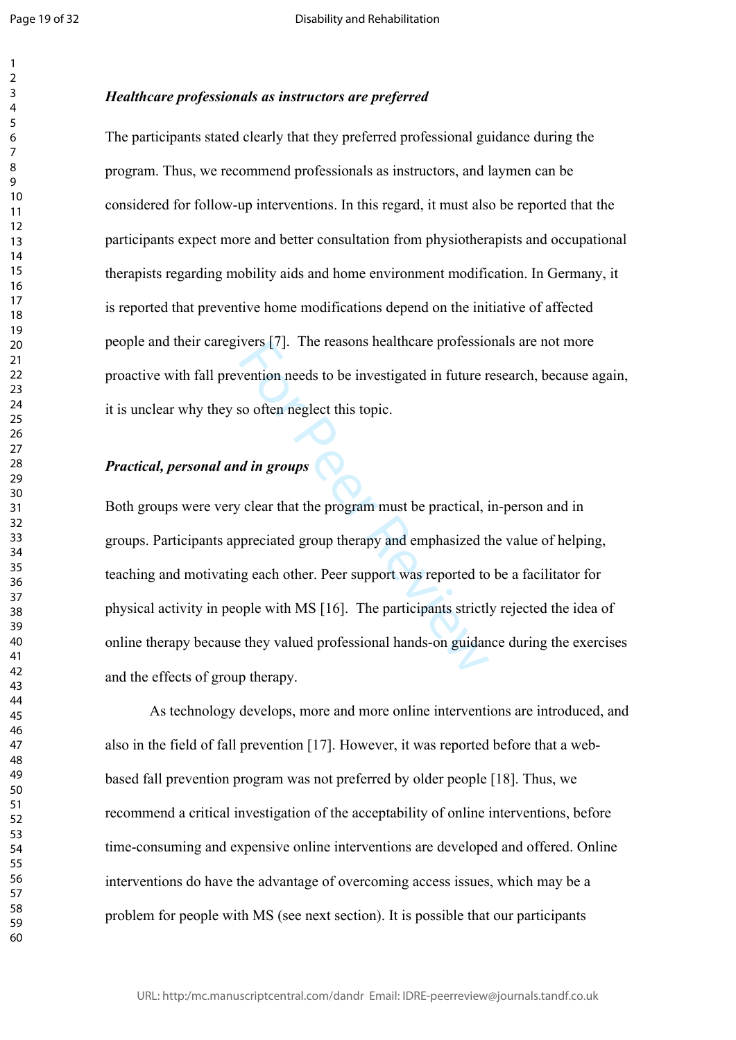### *Healthcare professionals as instructors are preferred*

The participants stated clearly that they preferred professional guidance during the program. Thus, we recommend professionals as instructors, and laymen can be considered for follow-up interventions. In this regard, it must also be reported that the participants expect more and better consultation from physiotherapists and occupational therapists regarding mobility aids and home environment modification. In Germany, it is reported that preventive home modifications depend on the initiative of affected people and their caregivers [7]. The reasons healthcare professionals are not more proactive with fall prevention needs to be investigated in future research, because again, it is unclear why they so often neglect this topic.

### *Practical, personal and in groups*

Both groups were very clear that the program must be practical, in-person and in groups. Participants appreciated group therapy and emphasized the value of helping, teaching and motivating each other. Peer support was reported to be a facilitator for physical activity in people with MS [16]. The participants strictly rejected the idea of online therapy because they valued professional hands-on guidance during the exercises and the effects of group therapy.

As technology develops, more and more online interventions are introduced, and also in the field of fall prevention [17]. However, it was reported before that a web-based fall prevention program was not preferred by older people [18]. Thus, we recommend a critical investigation of the acceptability of online interventions, before time-consuming and expensive online interventions are developed and offered. Online interventions do have the advantage of overcoming access issues, which may be a problem for people with MS (see next section). It is possible that our participants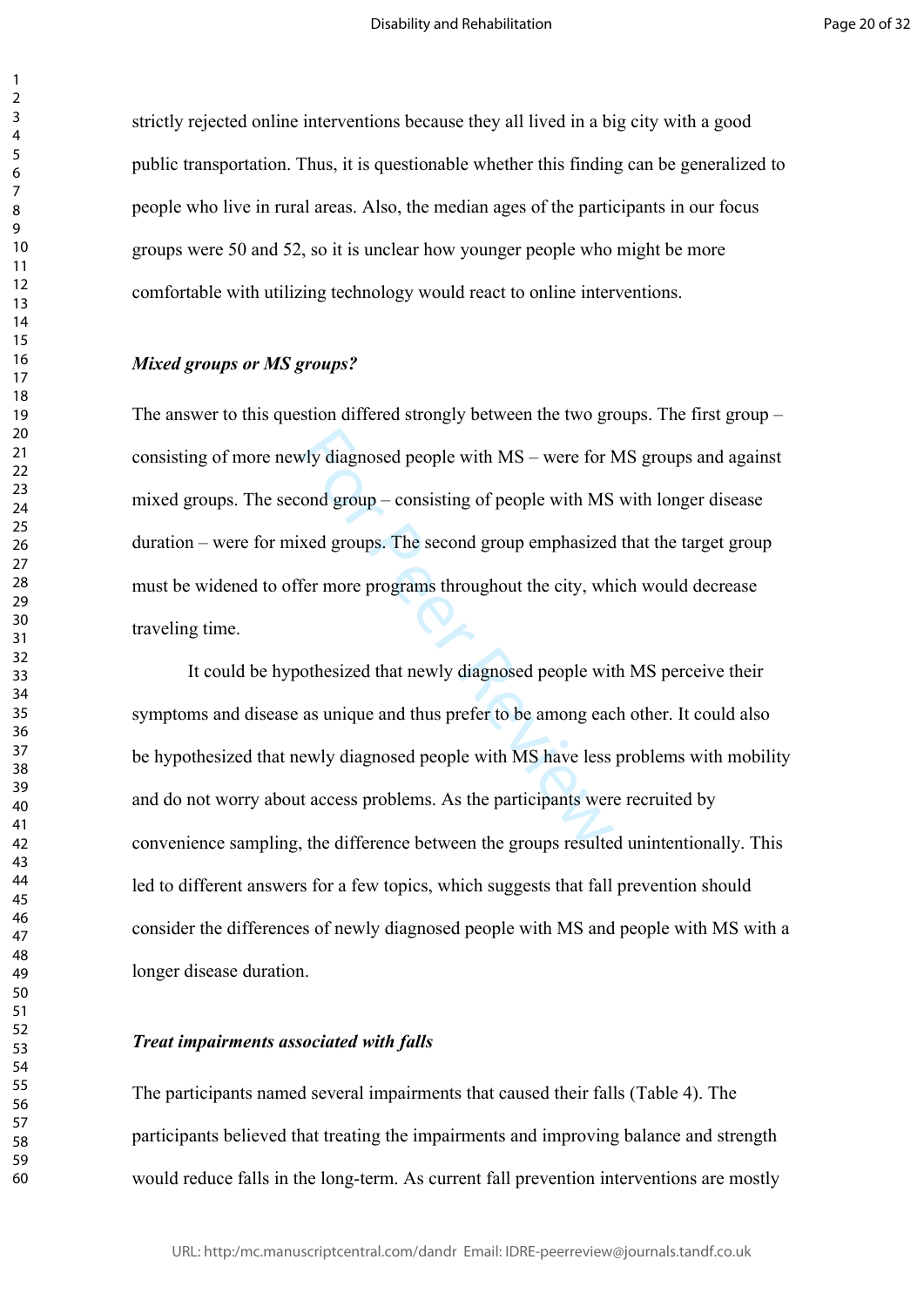strictly rejected online interventions because they all lived in a big city with a good public transportation. Thus, it is questionable whether this finding can be generalized to people who live in rural areas. Also, the median ages of the participants in our focus groups were 50 and 52, so it is unclear how younger people who might be more comfortable with utilizing technology would react to online interventions.

***Mixed groups or MS groups?***

The answer to this question differed strongly between the two groups. The first group – consisting of more newly diagnosed people with MS – were for MS groups and against mixed groups. The second group – consisting of people with MS with longer disease duration – were for mixed groups. The second group emphasized that the target group must be widened to offer more programs throughout the city, which would decrease traveling time.

It could be hypothesized that newly diagnosed people with MS perceive their symptoms and disease as unique and thus prefer to be among each other. It could also be hypothesized that newly diagnosed people with MS have less problems with mobility and do not worry about access problems. As the participants were recruited by convenience sampling, the difference between the groups resulted unintentionally. This led to different answers for a few topics, which suggests that fall prevention should consider the differences of newly diagnosed people with MS and people with MS with a longer disease duration.

***Treat impairments associated with falls***

The participants named several impairments that caused their falls (Table 4). The participants believed that treating the impairments and improving balance and strength would reduce falls in the long-term. As current fall prevention interventions are mostly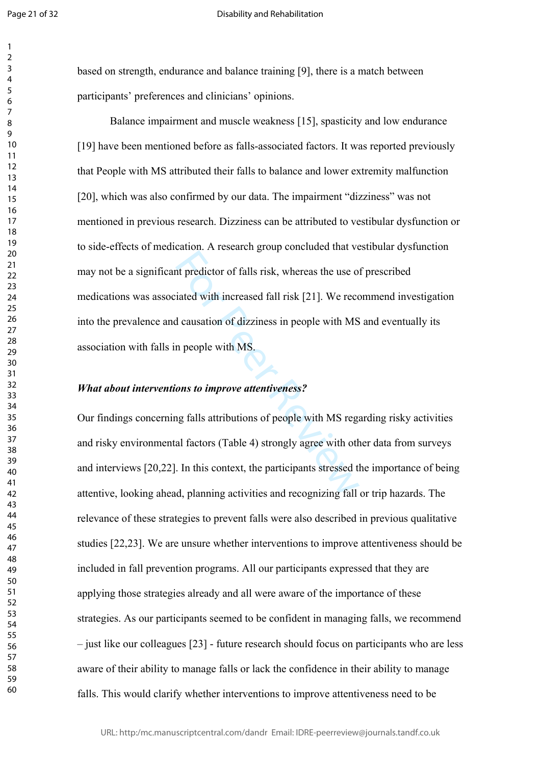based on strength, endurance and balance training [9], there is a match between participants' preferences and clinicians' opinions.

Balance impairment and muscle weakness [15], spasticity and low endurance [19] have been mentioned before as falls-associated factors. It was reported previously that People with MS attributed their falls to balance and lower extremity malfunction [20], which was also confirmed by our data. The impairment "dizziness" was not mentioned in previous research. Dizziness can be attributed to vestibular dysfunction or to side-effects of medication. A research group concluded that vestibular dysfunction may not be a significant predictor of falls risk, whereas the use of prescribed medications was associated with increased fall risk [21]. We recommend investigation into the prevalence and causation of dizziness in people with MS and eventually its association with falls in people with MS.

***What about interventions to improve attentiveness?***

Our findings concerning falls attributions of people with MS regarding risky activities and risky environmental factors (Table 4) strongly agree with other data from surveys and interviews [20,22]. In this context, the participants stressed the importance of being attentive, looking ahead, planning activities and recognizing fall or trip hazards. The relevance of these strategies to prevent falls were also described in previous qualitative studies [22,23]. We are unsure whether interventions to improve attentiveness should be included in fall prevention programs. All our participants expressed that they are applying those strategies already and all were aware of the importance of these strategies. As our participants seemed to be confident in managing falls, we recommend – just like our colleagues [23] - future research should focus on participants who are less aware of their ability to manage falls or lack the confidence in their ability to manage falls. This would clarify whether interventions to improve attentiveness need to be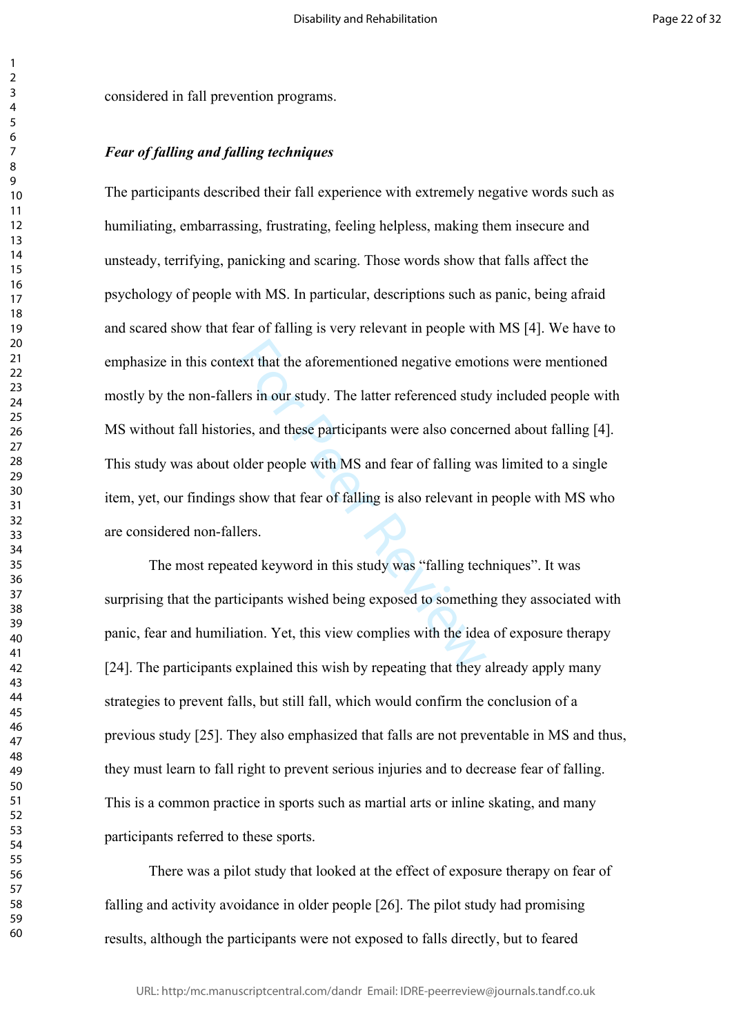considered in fall prevention programs.

***Fear of falling and falling techniques***

The participants described their fall experience with extremely negative words such as humiliating, embarrassing, frustrating, feeling helpless, making them insecure and unsteady, terrifying, panicking and scaring. Those words show that falls affect the psychology of people with MS. In particular, descriptions such as panic, being afraid and scared show that fear of falling is very relevant in people with MS [4]. We have to emphasize in this context that the aforementioned negative emotions were mentioned mostly by the non-fallers in our study. The latter referenced study included people with MS without fall histories, and these participants were also concerned about falling [4]. This study was about older people with MS and fear of falling was limited to a single item, yet, our findings show that fear of falling is also relevant in people with MS who are considered non-fallers.

The most repeated keyword in this study was "falling techniques". It was surprising that the participants wished being exposed to something they associated with panic, fear and humiliation. Yet, this view complies with the idea of exposure therapy [24]. The participants explained this wish by repeating that they already apply many strategies to prevent falls, but still fall, which would confirm the conclusion of a previous study [25]. They also emphasized that falls are not preventable in MS and thus, they must learn to fall right to prevent serious injuries and to decrease fear of falling. This is a common practice in sports such as martial arts or inline skating, and many participants referred to these sports.

There was a pilot study that looked at the effect of exposure therapy on fear of falling and activity avoidance in older people [26]. The pilot study had promising results, although the participants were not exposed to falls directly, but to feared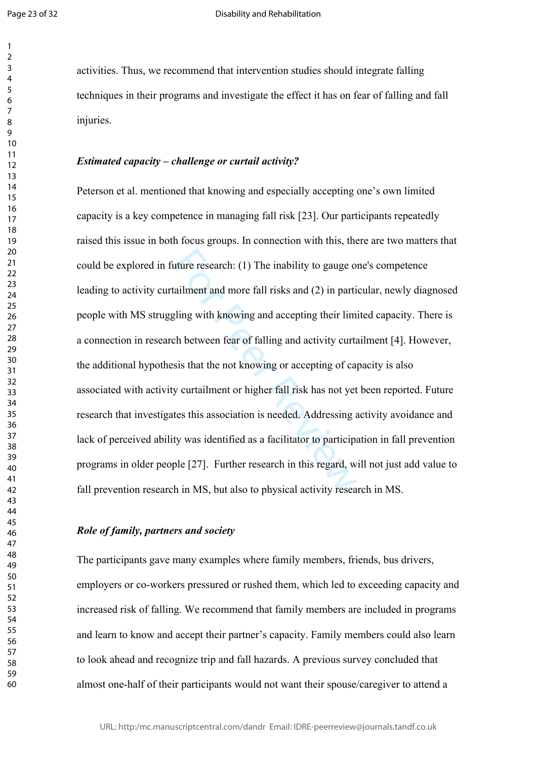activities. Thus, we recommend that intervention studies should integrate falling techniques in their programs and investigate the effect it has on fear of falling and fall injuries.

***Estimated capacity – challenge or curtail activity?***

Peterson et al. mentioned that knowing and especially accepting one's own limited capacity is a key competence in managing fall risk [23]. Our participants repeatedly raised this issue in both focus groups. In connection with this, there are two matters that could be explored in future research: (1) The inability to gauge one's competence leading to activity curtailment and more fall risks and (2) in particular, newly diagnosed people with MS struggling with knowing and accepting their limited capacity. There is a connection in research between fear of falling and activity curtailment [4]. However, the additional hypothesis that the not knowing or accepting of capacity is also associated with activity curtailment or higher fall risk has not yet been reported. Future research that investigates this association is needed. Addressing activity avoidance and lack of perceived ability was identified as a facilitator to participation in fall prevention programs in older people [27]. Further research in this regard, will not just add value to fall prevention research in MS, but also to physical activity research in MS.

***Role of family, partners and society***

The participants gave many examples where family members, friends, bus drivers, employers or co-workers pressured or rushed them, which led to exceeding capacity and increased risk of falling. We recommend that family members are included in programs and learn to know and accept their partner's capacity. Family members could also learn to look ahead and recognize trip and fall hazards. A previous survey concluded that almost one-half of their participants would not want their spouse/caregiver to attend a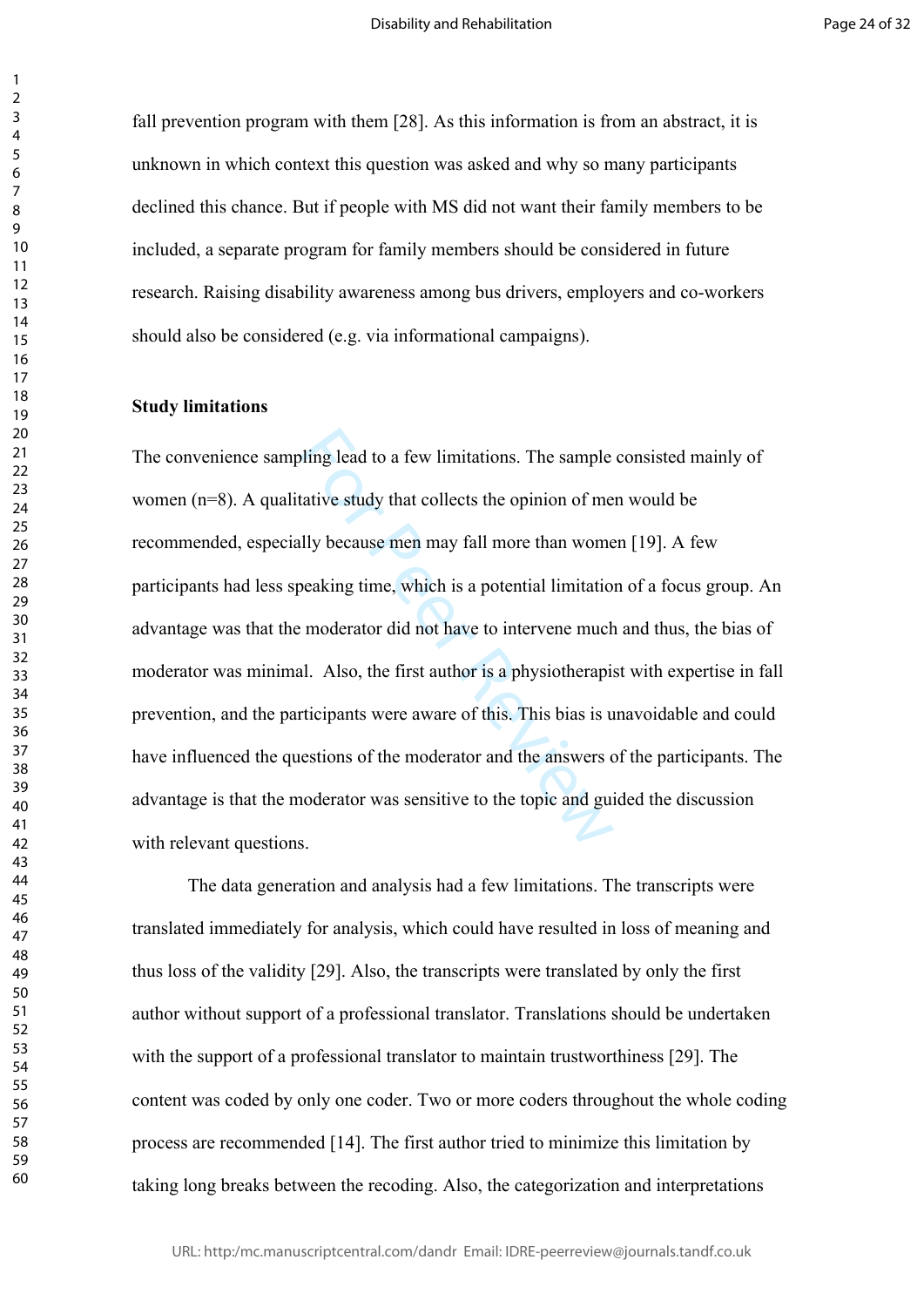fall prevention program with them [28]. As this information is from an abstract, it is unknown in which context this question was asked and why so many participants declined this chance. But if people with MS did not want their family members to be included, a separate program for family members should be considered in future research. Raising disability awareness among bus drivers, employers and co-workers should also be considered (e.g. via informational campaigns).

**Study limitations**

The convenience sampling lead to a few limitations. The sample consisted mainly of women (n=8). A qualitative study that collects the opinion of men would be recommended, especially because men may fall more than women [19]. A few participants had less speaking time, which is a potential limitation of a focus group. An advantage was that the moderator did not have to intervene much and thus, the bias of moderator was minimal. Also, the first author is a physiotherapist with expertise in fall prevention, and the participants were aware of this. This bias is unavoidable and could have influenced the questions of the moderator and the answers of the participants. The advantage is that the moderator was sensitive to the topic and guided the discussion with relevant questions.

The data generation and analysis had a few limitations. The transcripts were translated immediately for analysis, which could have resulted in loss of meaning and thus loss of the validity [29]. Also, the transcripts were translated by only the first author without support of a professional translator. Translations should be undertaken with the support of a professional translator to maintain trustworthiness [29]. The content was coded by only one coder. Two or more coders throughout the whole coding process are recommended [14]. The first author tried to minimize this limitation by taking long breaks between the recoding. Also, the categorization and interpretations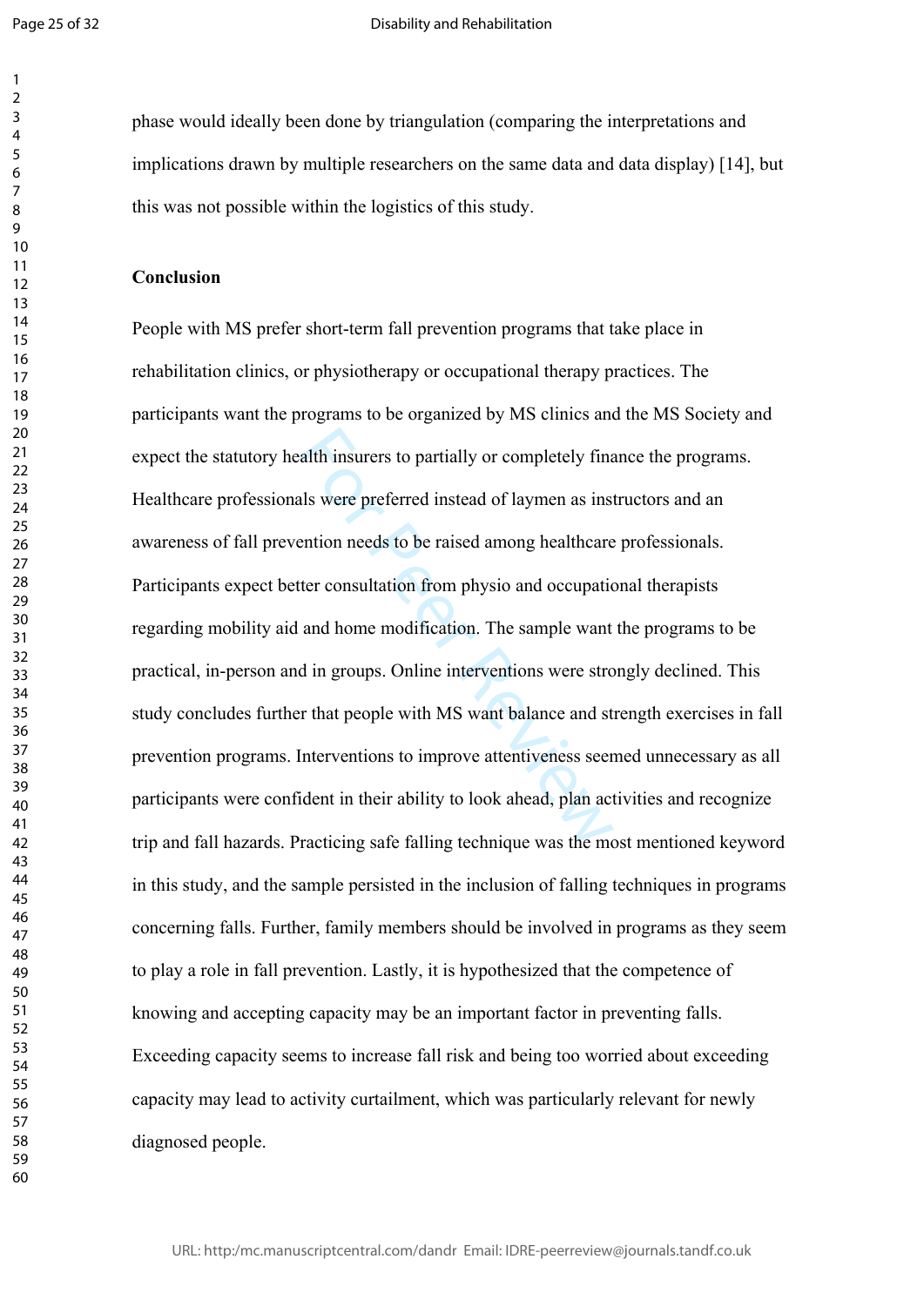phase would ideally been done by triangulation (comparing the interpretations and implications drawn by multiple researchers on the same data and data display) [14], but this was not possible within the logistics of this study.

**Conclusion**

People with MS prefer short-term fall prevention programs that take place in rehabilitation clinics, or physiotherapy or occupational therapy practices. The participants want the programs to be organized by MS clinics and the MS Society and expect the statutory health insurers to partially or completely finance the programs. Healthcare professionals were preferred instead of laymen as instructors and an awareness of fall prevention needs to be raised among healthcare professionals. Participants expect better consultation from physio and occupational therapists regarding mobility aid and home modification. The sample want the programs to be practical, in-person and in groups. Online interventions were strongly declined. This study concludes further that people with MS want balance and strength exercises in fall prevention programs. Interventions to improve attentiveness seemed unnecessary as all participants were confident in their ability to look ahead, plan activities and recognize trip and fall hazards. Practicing safe falling technique was the most mentioned keyword in this study, and the sample persisted in the inclusion of falling techniques in programs concerning falls. Further, family members should be involved in programs as they seem to play a role in fall prevention. Lastly, it is hypothesized that the competence of knowing and accepting capacity may be an important factor in preventing falls. Exceeding capacity seems to increase fall risk and being too worried about exceeding capacity may lead to activity curtailment, which was particularly relevant for newly diagnosed people.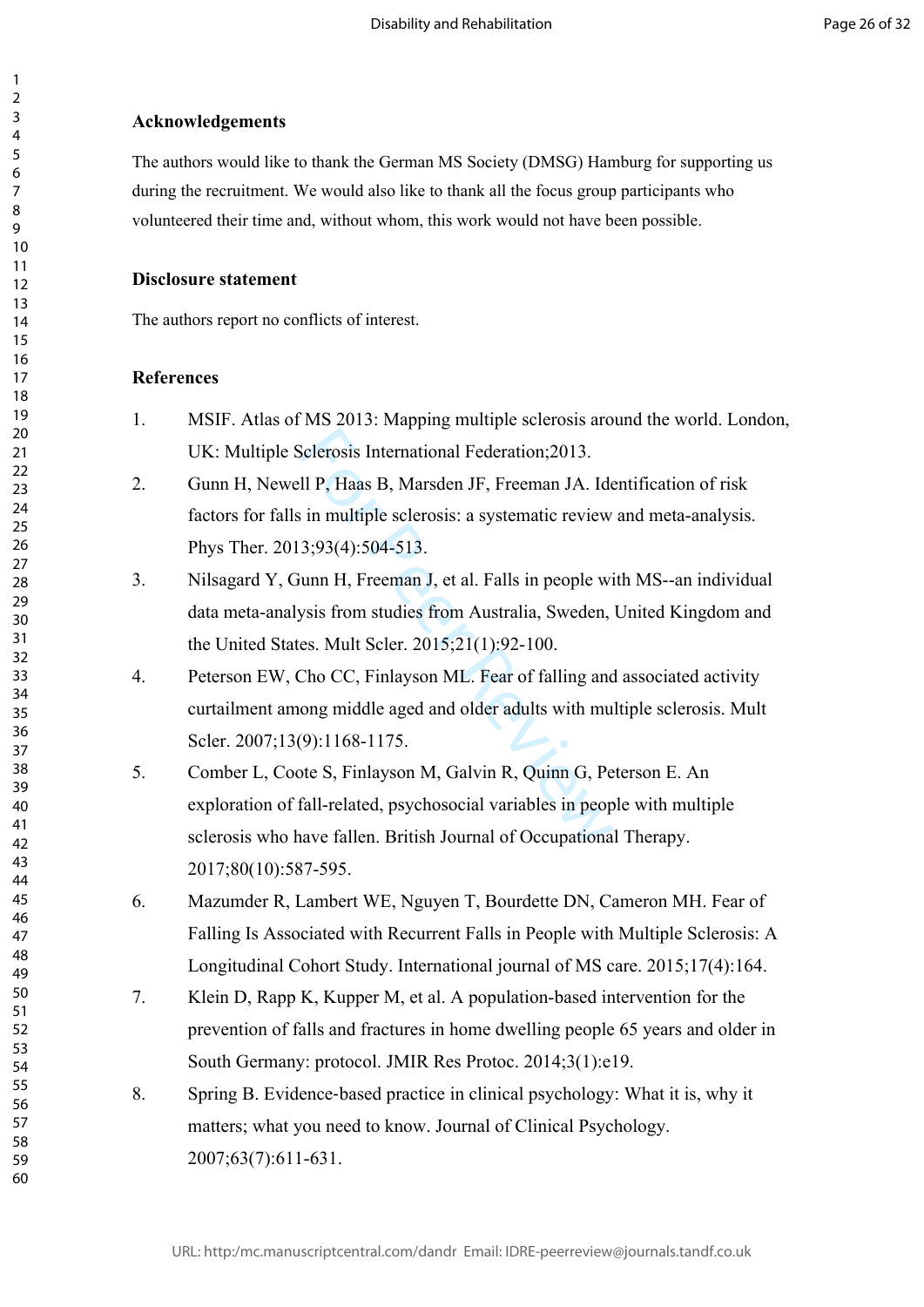### Acknowledgements

The authors would like to thank the German MS Society (DMSG) Hamburg for supporting us during the recruitment. We would also like to thank all the focus group participants who volunteered their time and, without whom, this work would not have been possible.

### Disclosure statement

The authors report no conflicts of interest.

### References

1. MSIF. Atlas of MS 2013: Mapping multiple sclerosis around the world. London, UK: Multiple Sclerosis International Federation;2013.
2. Gunn H, Newell P, Haas B, Marsden JF, Freeman JA. Identification of risk factors for falls in multiple sclerosis: a systematic review and meta-analysis. Phys Ther. 2013;93(4):504-513.
3. Nilsagard Y, Gunn H, Freeman J, et al. Falls in people with MS--an individual data meta-analysis from studies from Australia, Sweden, United Kingdom and the United States. Mult Scler. 2015;21(1):92-100.
4. Peterson EW, Cho CC, Finlayson ML. Fear of falling and associated activity curtailment among middle aged and older adults with multiple sclerosis. Mult Scler. 2007;13(9):1168-1175.
5. Comber L, Coote S, Finlayson M, Galvin R, Quinn G, Peterson E. An exploration of fall-related, psychosocial variables in people with multiple sclerosis who have fallen. British Journal of Occupational Therapy. 2017;80(10):587-595.
6. Mazumder R, Lambert WE, Nguyen T, Bourdette DN, Cameron MH. Fear of Falling Is Associated with Recurrent Falls in People with Multiple Sclerosis: A Longitudinal Cohort Study. International journal of MS care. 2015;17(4):164.
7. Klein D, Rapp K, Kupper M, et al. A population-based intervention for the prevention of falls and fractures in home dwelling people 65 years and older in South Germany: protocol. JMIR Res Protoc. 2014;3(1):e19.
8. Spring B. Evidence-based practice in clinical psychology: What it is, why it matters; what you need to know. Journal of Clinical Psychology. 2007;63(7):611-631.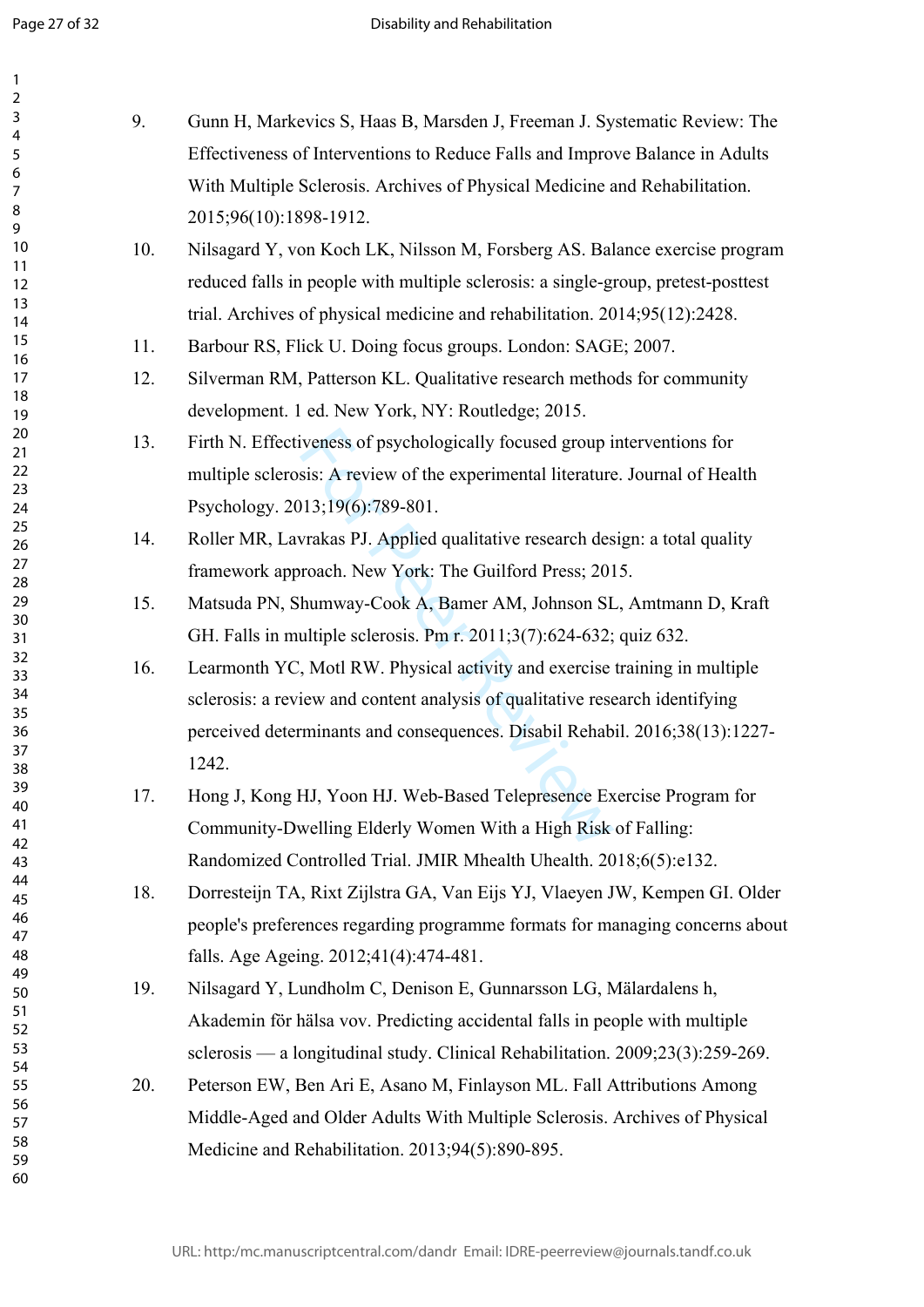9. Gunn H, Markevics S, Haas B, Marsden J, Freeman J. Systematic Review: The Effectiveness of Interventions to Reduce Falls and Improve Balance in Adults With Multiple Sclerosis. Archives of Physical Medicine and Rehabilitation. 2015;96(10):1898-1912.
10. Nilsagard Y, von Koch LK, Nilsson M, Forsberg AS. Balance exercise program reduced falls in people with multiple sclerosis: a single-group, pretest-posttest trial. Archives of physical medicine and rehabilitation. 2014;95(12):2428.
11. Barbour RS, Flick U. Doing focus groups. London: SAGE; 2007.
12. Silverman RM, Patterson KL. Qualitative research methods for community development. 1 ed. New York, NY: Routledge; 2015.
13. Firth N. Effectiveness of psychologically focused group interventions for multiple sclerosis: A review of the experimental literature. Journal of Health Psychology. 2013;19(6):789-801.
14. Roller MR, Lavrakas PJ. Applied qualitative research design: a total quality framework approach. New York: The Guilford Press; 2015.
15. Matsuda PN, Shumway-Cook A, Bamer AM, Johnson SL, Amtmann D, Kraft GH. Falls in multiple sclerosis. Pm r. 2011;3(7):624-632; quiz 632.
16. Learmonth YC, Motl RW. Physical activity and exercise training in multiple sclerosis: a review and content analysis of qualitative research identifying perceived determinants and consequences. Disabil Rehabil. 2016;38(13):1227-1242.
17. Hong J, Kong HJ, Yoon HJ. Web-Based Telepresence Exercise Program for Community-Dwelling Elderly Women With a High Risk of Falling: Randomized Controlled Trial. JMIR Mhealth Uhealth. 2018;6(5):e132.
18. Dorresteijn TA, Rixt Zijlstra GA, Van Eijs YJ, Vlaeyen JW, Kempen GI. Older people's preferences regarding programme formats for managing concerns about falls. Age Ageing. 2012;41(4):474-481.
19. Nilsagard Y, Lundholm C, Denison E, Gunnarsson LG, Mälardalens h, Akademin för hälsa vov. Predicting accidental falls in people with multiple sclerosis — a longitudinal study. Clinical Rehabilitation. 2009;23(3):259-269.
20. Peterson EW, Ben Ari E, Asano M, Finlayson ML. Fall Attributions Among Middle-Aged and Older Adults With Multiple Sclerosis. Archives of Physical Medicine and Rehabilitation. 2013;94(5):890-895.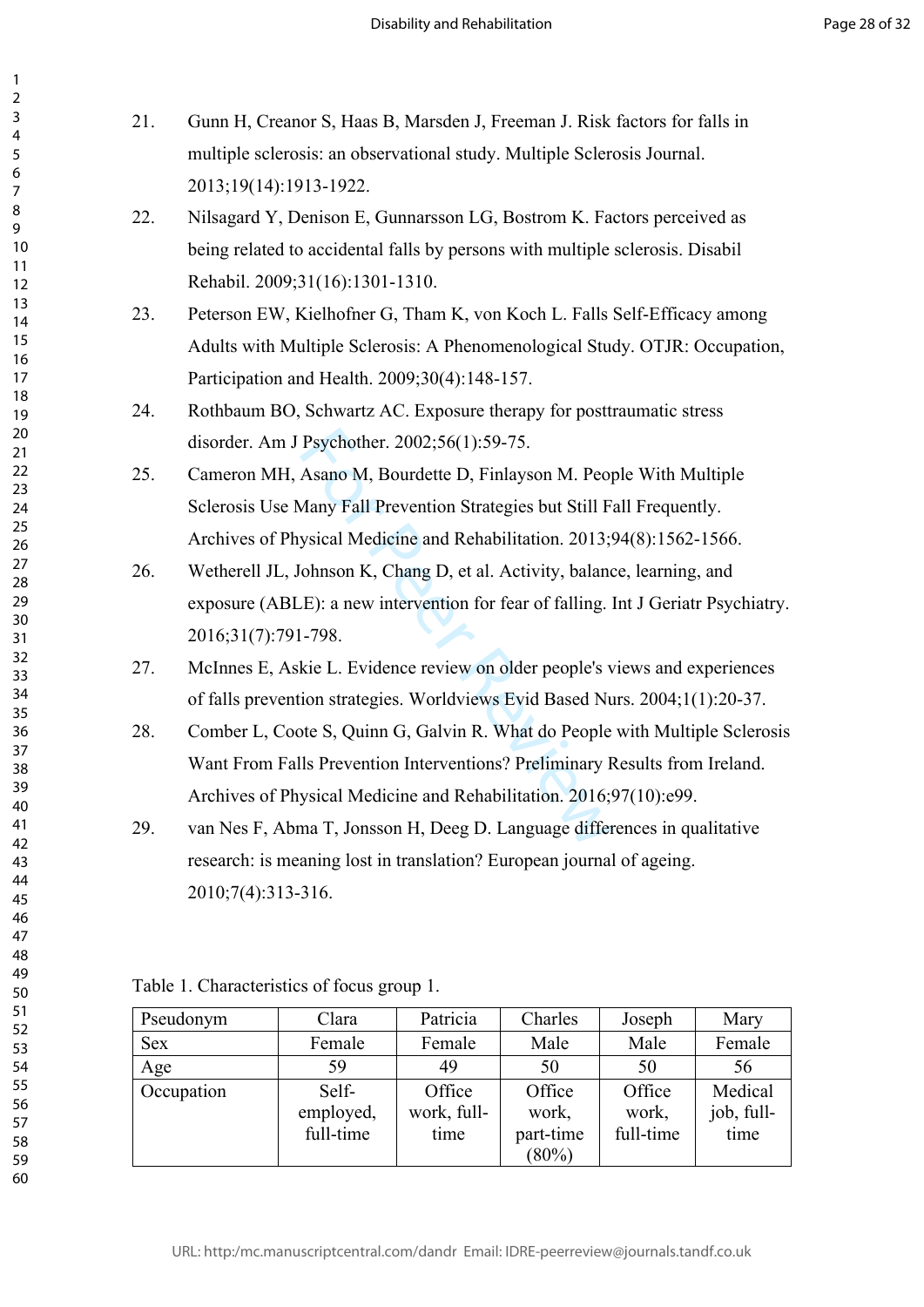21. Gunn H, Creanor S, Haas B, Marsden J, Freeman J. Risk factors for falls in multiple sclerosis: an observational study. Multiple Sclerosis Journal. 2013;19(14):1913-1922.

22. Nilsagard Y, Denison E, Gunnarsson LG, Bostrom K. Factors perceived as being related to accidental falls by persons with multiple sclerosis. Disabil Rehabil. 2009;31(16):1301-1310.

23. Peterson EW, Kielhofner G, Tham K, von Koch L. Falls Self-Efficacy among Adults with Multiple Sclerosis: A Phenomenological Study. OTJR: Occupation, Participation and Health. 2009;30(4):148-157.

24. Rothbaum BO, Schwartz AC. Exposure therapy for posttraumatic stress disorder. Am J Psychother. 2002;56(1):59-75.

25. Cameron MH, Asano M, Bourdette D, Finlayson M. People With Multiple Sclerosis Use Many Fall Prevention Strategies but Still Fall Frequently. Archives of Physical Medicine and Rehabilitation. 2013;94(8):1562-1566.

26. Wetherell JL, Johnson K, Chang D, et al. Activity, balance, learning, and exposure (ABLE): a new intervention for fear of falling. Int J Geriatr Psychiatry. 2016;31(7):791-798.

27. McInnes E, Askie L. Evidence review on older people's views and experiences of falls prevention strategies. Worldviews Evid Based Nurs. 2004;1(1):20-37.

28. Comber L, Coote S, Quinn G, Galvin R. What do People with Multiple Sclerosis Want From Falls Prevention Interventions? Preliminary Results from Ireland. Archives of Physical Medicine and Rehabilitation. 2016;97(10):e99.

29. van Nes F, Abma T, Jonsson H, Deeg D. Language differences in qualitative research: is meaning lost in translation? European journal of ageing. 2010;7(4):313-316.

Table 1. Characteristics of focus group 1.

| Pseudonym | Clara | Patricia | Charles | Joseph | Mary |
|---|---|---|---|---|---|
| Sex | Female | Female | Male | Male | Female |
| Age | 59 | 49 | 50 | 50 | 56 |
| Occupation | Self-employed, full-time | Office work, full-time | Office work, part-time (80%) | Office work, full-time | Medical job, full-time |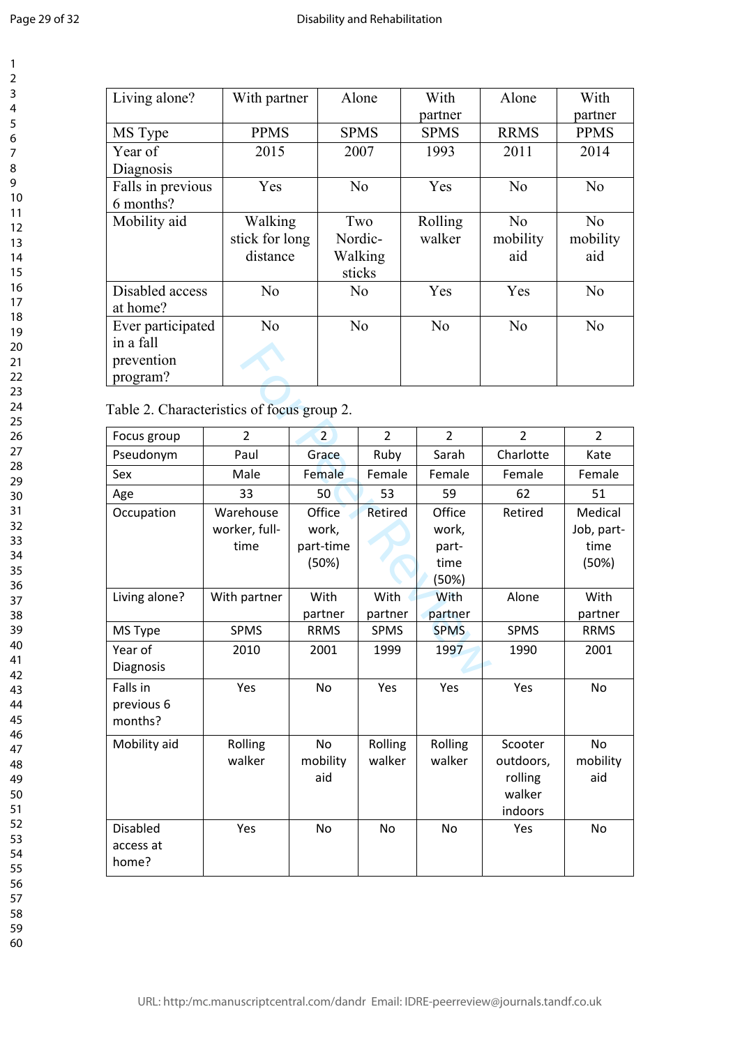| Living alone? | With partner | Alone | With partner | Alone | With partner |
|---|---|---|---|---|---|
| MS Type | PPMS | SPMS | SPMS | RRMS | PPMS |
| Year of Diagnosis | 2015 | 2007 | 1993 | 2011 | 2014 |
| Falls in previous 6 months? | Yes | No | Yes | No | No |
| Mobility aid | Walking stick for long distance | Two Nordic-Walking sticks | Rolling walker | No mobility aid | No mobility aid |
| Disabled access at home? | No | No | Yes | Yes | No |
| Ever participated in a fall prevention program? | No | No | No | No | No |

Table 2. Characteristics of focus group 2.

| Focus group | 2 | 2 | 2 | 2 | 2 | 2 |
|---|---|---|---|---|---|---|
| Pseudonym | Paul | Grace | Ruby | Sarah | Charlotte | Kate |
| Sex | Male | Female | Female | Female | Female | Female |
| Age | 33 | 50 | 53 | 59 | 62 | 51 |
| Occupation | Warehouse worker, full-time | Office work, part-time (50%) | Retired | Office work, part-time (50%) | Retired | Medical Job, part-time (50%) |
| Living alone? | With partner | With partner | With partner | With partner | Alone | With partner |
| MS Type | SPMS | RRMS | SPMS | SPMS | SPMS | RRMS |
| Year of Diagnosis | 2010 | 2001 | 1999 | 1997 | 1990 | 2001 |
| Falls in previous 6 months? | Yes | No | Yes | Yes | Yes | No |
| Mobility aid | Rolling walker | No mobility aid | Rolling walker | Rolling walker | Scooter outdoors, rolling walker indoors | No mobility aid |
| Disabled access at home? | Yes | No | No | No | Yes | No |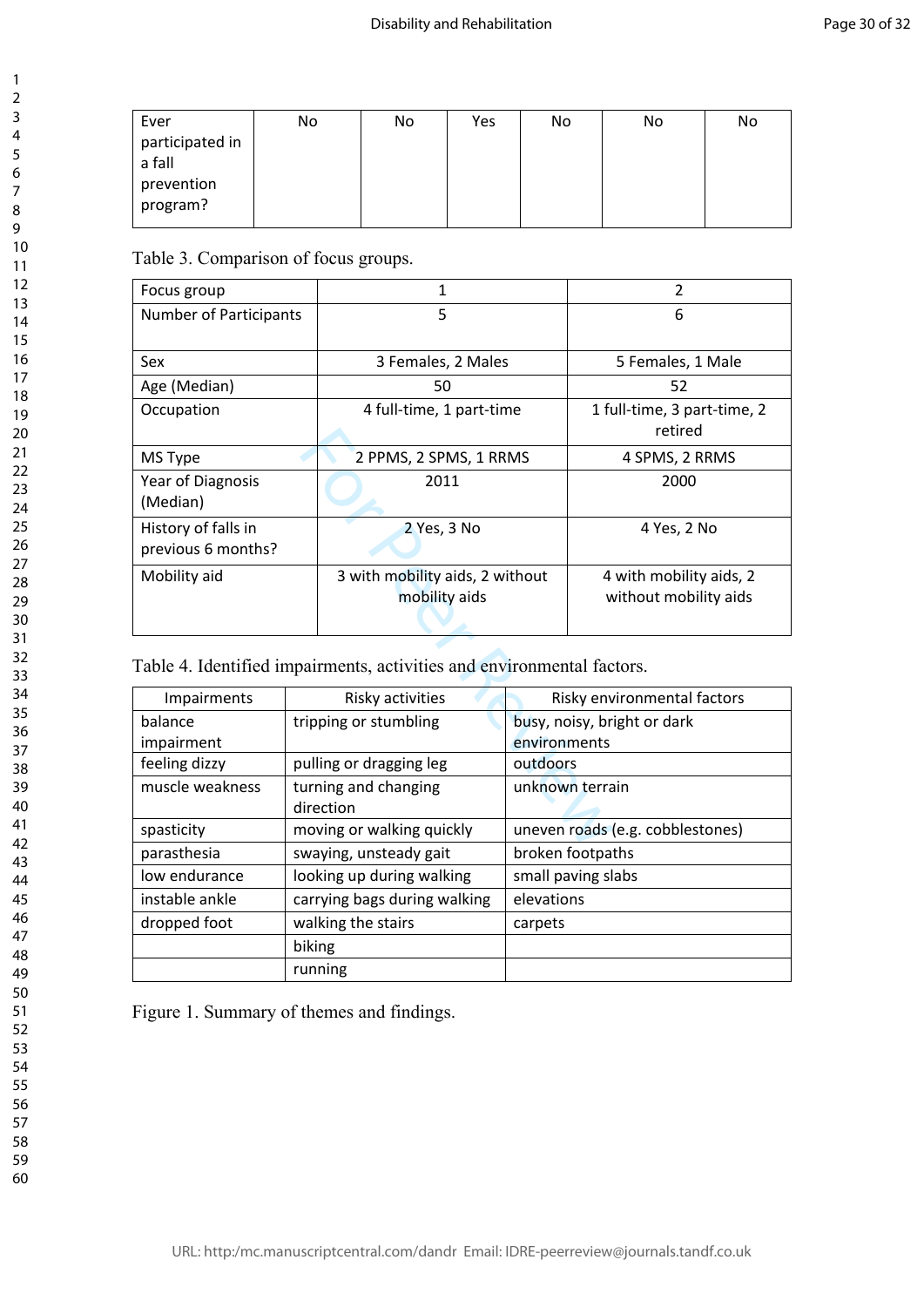| Ever participated in a fall prevention program? | No | No | Yes | No | No | No |
|---|---|---|---|---|---|---|

Table 3. Comparison of focus groups.

| Focus group | 1 | 2 |
|---|---|---|
| Number of Participants | 5 | 6 |
| Sex | 3 Females, 2 Males | 5 Females, 1 Male |
| Age (Median) | 50 | 52 |
| Occupation | 4 full-time, 1 part-time | 1 full-time, 3 part-time, 2 retired |
| MS Type | 2 PPMS, 2 SPMS, 1 RRMS | 4 SPMS, 2 RRMS |
| Year of Diagnosis (Median) | 2011 | 2000 |
| History of falls in previous 6 months? | 2 Yes, 3 No | 4 Yes, 2 No |
| Mobility aid | 3 with mobility aids, 2 without mobility aids | 4 with mobility aids, 2 without mobility aids |

Table 4. Identified impairments, activities and environmental factors.

| Impairments | Risky activities | Risky environmental factors |
|---|---|---|
| balance impairment | tripping or stumbling | busy, noisy, bright or dark environments |
| feeling dizzy | pulling or dragging leg | outdoors |
| muscle weakness | turning and changing direction | unknown terrain |
| spasticity | moving or walking quickly | uneven roads (e.g. cobblestones) |
| parasthesia | swaying, unsteady gait | broken footpaths |
| low endurance | looking up during walking | small paving slabs |
| instable ankle | carrying bags during walking | elevations |
| dropped foot | walking the stairs | carpets |
| | biking | |
| | running | |

Figure 1. Summary of themes and findings.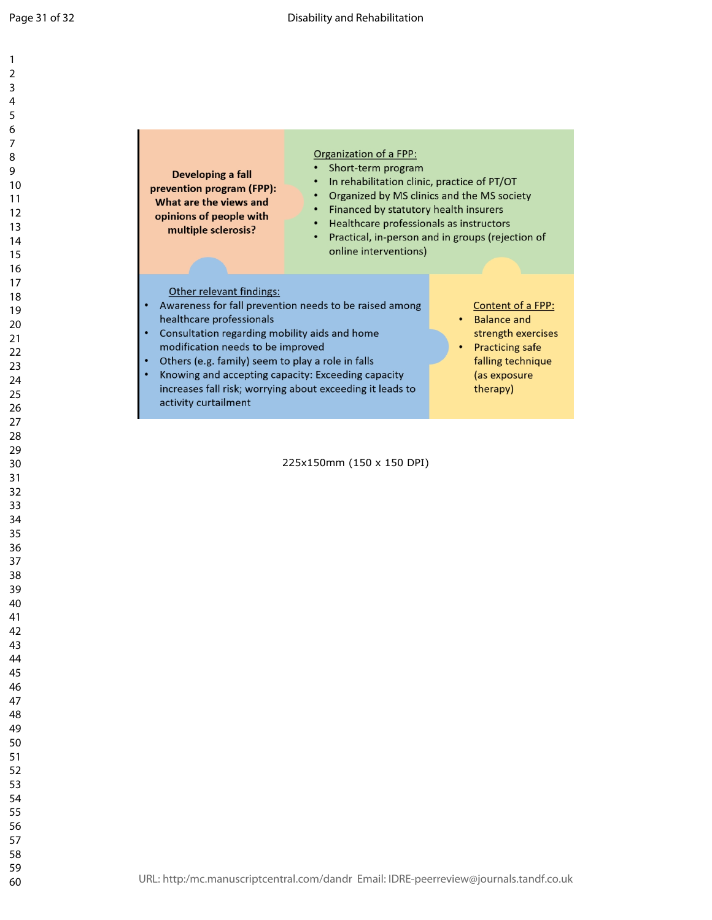**Developing a fall prevention program (FPP): What are the views and opinions of people with multiple sclerosis?**

Organization of a FPP:

- Short-term program
- In rehabilitation clinic, practice of PT/OT
- Organized by MS clinics and the MS society
- Financed by statutory health insurers
- Healthcare professionals as instructors
- Practical, in-person and in groups (rejection of online interventions)

Other relevant findings:

- Awareness for fall prevention needs to be raised among healthcare professionals
- Consultation regarding mobility aids and home modification needs to be improved
- Others (e.g. family) seem to play a role in falls
- Knowing and accepting capacity: Exceeding capacity increases fall risk; worrying about exceeding it leads to activity curtailment

Content of a FPP:

- Balance and strength exercises
- Practicing safe falling technique (as exposure therapy)

225x150mm (150 x 150 DPI)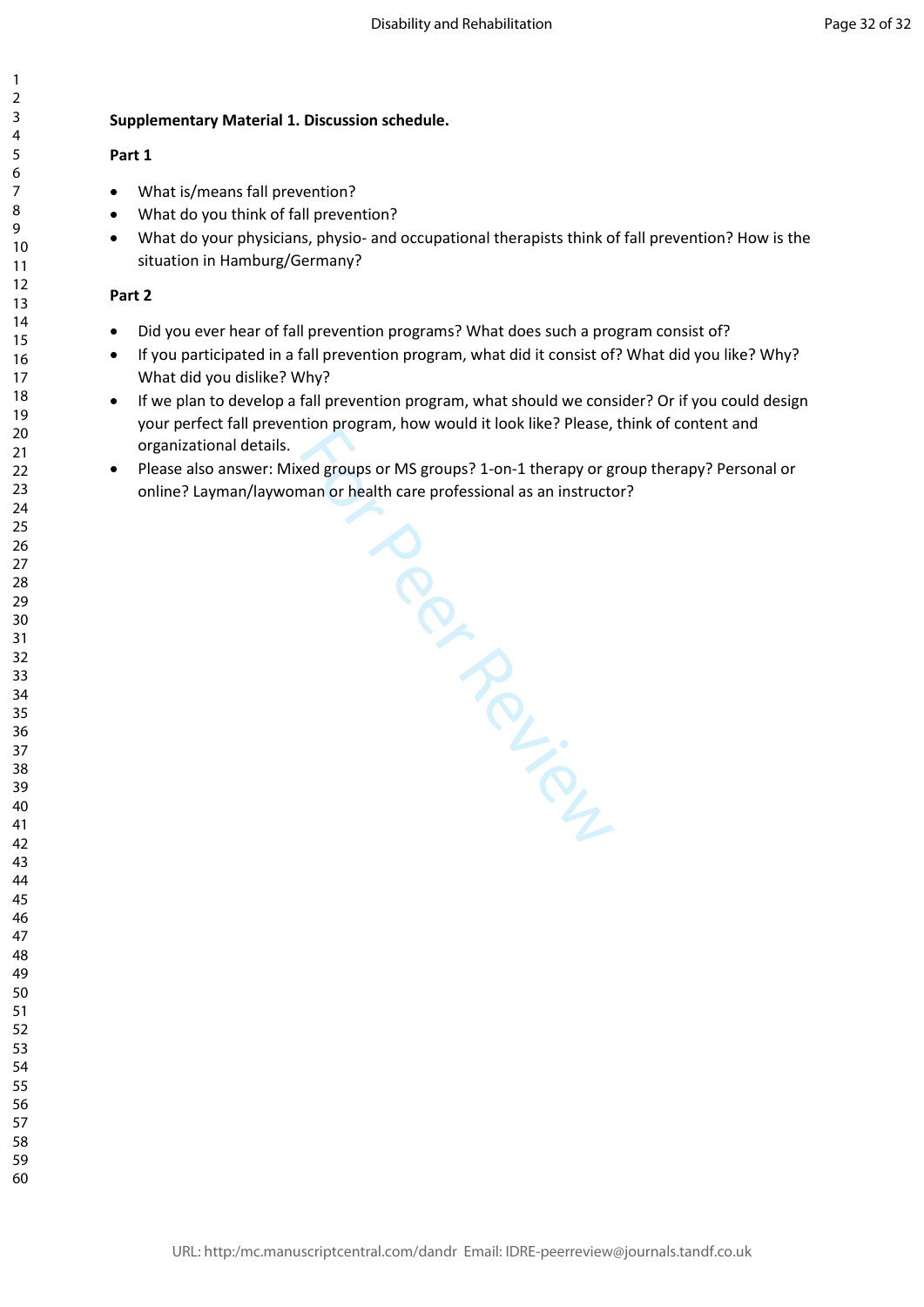**Supplementary Material 1. Discussion schedule.**

**Part 1**

- What is/means fall prevention?
- What do you think of fall prevention?
- What do your physicians, physio- and occupational therapists think of fall prevention? How is the situation in Hamburg/Germany?

**Part 2**

- Did you ever hear of fall prevention programs? What does such a program consist of?
- If you participated in a fall prevention program, what did it consist of? What did you like? Why? What did you dislike? Why?
- If we plan to develop a fall prevention program, what should we consider? Or if you could design your perfect fall prevention program, how would it look like? Please, think of content and organizational details.
- Please also answer: Mixed groups or MS groups? 1-on-1 therapy or group therapy? Personal or online? Layman/laywoman or health care professional as an instructor?